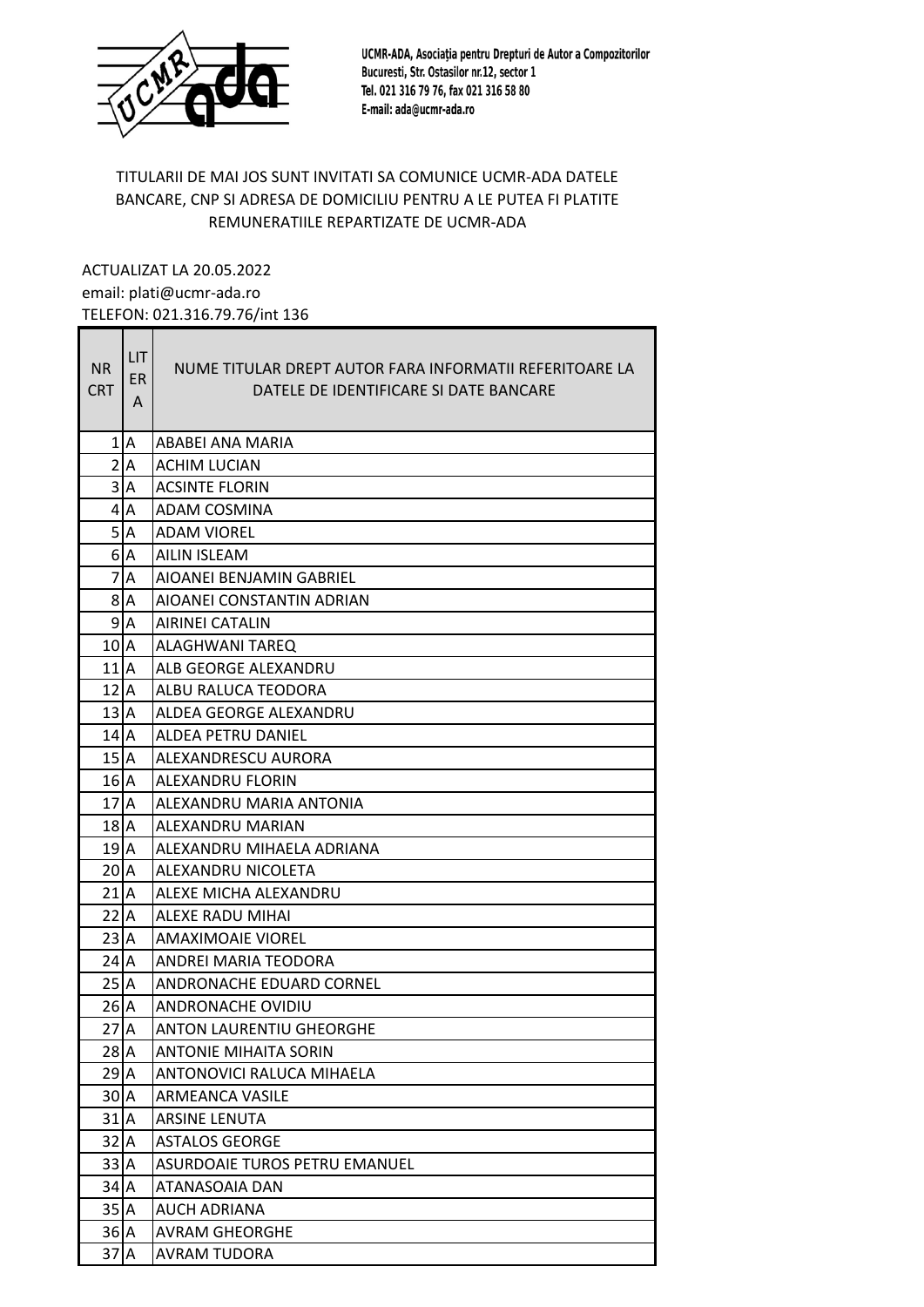UCMR-ADA, Asociația pentru Drepturi de Autor a Compozitorilor
Bucuresti, Str. Ostasilor nr.12, sector 1
Tel. 021 316 79 76, fax 021 316 58 80
E-mail: ada@ucmr-ada.ro

TITULARII DE MAI JOS SUNT INVITATI SA COMUNICE UCMR-ADA DATELE BANCARE, CNP SI ADRESA DE DOMICILIU PENTRU A LE PUTEA FI PLATITE REMUNERATIILE REPARTIZATE DE UCMR-ADA

ACTUALIZAT LA 20.05.2022
email: plati@ucmr-ada.ro
TELEFON: 021.316.79.76/int 136

| NR CRT | LITERA | NUME TITULAR DREPT AUTOR FARA INFORMATII REFERITOARE LA DATELE DE IDENTIFICARE SI DATE BANCARE |
|---|---|---|
| 1 | A | ABABEI ANA MARIA |
| 2 | A | ACHIM LUCIAN |
| 3 | A | ACSINTE FLORIN |
| 4 | A | ADAM COSMINA |
| 5 | A | ADAM VIOREL |
| 6 | A | AILIN ISLEAM |
| 7 | A | AIOANEI BENJAMIN GABRIEL |
| 8 | A | AIOANEI CONSTANTIN ADRIAN |
| 9 | A | AIRINEI CATALIN |
| 10 | A | ALAGHWANI TAREQ |
| 11 | A | ALB GEORGE ALEXANDRU |
| 12 | A | ALBU RALUCA TEODORA |
| 13 | A | ALDEA GEORGE ALEXANDRU |
| 14 | A | ALDEA PETRU DANIEL |
| 15 | A | ALEXANDRESCU AURORA |
| 16 | A | ALEXANDRU FLORIN |
| 17 | A | ALEXANDRU MARIA ANTONIA |
| 18 | A | ALEXANDRU MARIAN |
| 19 | A | ALEXANDRU MIHAELA ADRIANA |
| 20 | A | ALEXANDRU NICOLETA |
| 21 | A | ALEXE MICHA ALEXANDRU |
| 22 | A | ALEXE RADU MIHAI |
| 23 | A | AMAXIMOAIE VIOREL |
| 24 | A | ANDREI MARIA TEODORA |
| 25 | A | ANDRONACHE EDUARD CORNEL |
| 26 | A | ANDRONACHE OVIDIU |
| 27 | A | ANTON LAURENTIU GHEORGHE |
| 28 | A | ANTONIE MIHAITA SORIN |
| 29 | A | ANTONOVICI RALUCA MIHAELA |
| 30 | A | ARMEANCA VASILE |
| 31 | A | ARSINE LENUTA |
| 32 | A | ASTALOS GEORGE |
| 33 | A | ASURDOAIE TUROS PETRU EMANUEL |
| 34 | A | ATANASOAIA DAN |
| 35 | A | AUCH ADRIANA |
| 36 | A | AVRAM GHEORGHE |
| 37 | A | AVRAM TUDORA |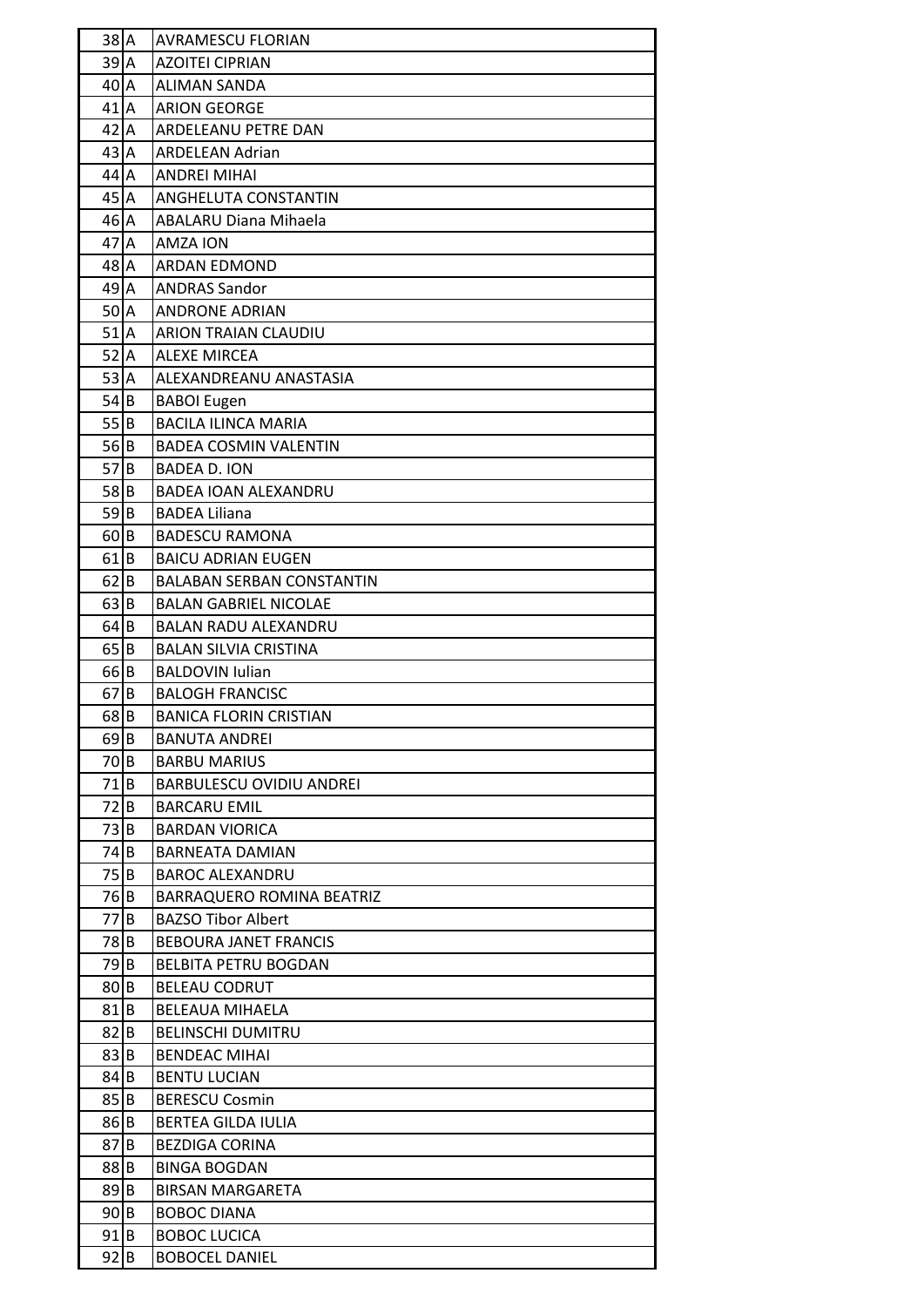| | | |
|---|---|---|
| 38 | A | AVRAMESCU FLORIAN |
| 39 | A | AZOITEI CIPRIAN |
| 40 | A | ALIMAN SANDA |
| 41 | A | ARION GEORGE |
| 42 | A | ARDELEANU PETRE DAN |
| 43 | A | ARDELEAN Adrian |
| 44 | A | ANDREI MIHAI |
| 45 | A | ANGHELUTA CONSTANTIN |
| 46 | A | ABALARU Diana Mihaela |
| 47 | A | AMZA ION |
| 48 | A | ARDAN EDMOND |
| 49 | A | ANDRAS Sandor |
| 50 | A | ANDRONE ADRIAN |
| 51 | A | ARION TRAIAN CLAUDIU |
| 52 | A | ALEXE MIRCEA |
| 53 | A | ALEXANDREANU ANASTASIA |
| 54 | B | BABOI Eugen |
| 55 | B | BACILA ILINCA MARIA |
| 56 | B | BADEA COSMIN VALENTIN |
| 57 | B | BADEA D. ION |
| 58 | B | BADEA IOAN ALEXANDRU |
| 59 | B | BADEA Liliana |
| 60 | B | BADESCU RAMONA |
| 61 | B | BAICU ADRIAN EUGEN |
| 62 | B | BALABAN SERBAN CONSTANTIN |
| 63 | B | BALAN GABRIEL NICOLAE |
| 64 | B | BALAN RADU ALEXANDRU |
| 65 | B | BALAN SILVIA CRISTINA |
| 66 | B | BALDOVIN Iulian |
| 67 | B | BALOGH FRANCISC |
| 68 | B | BANICA FLORIN CRISTIAN |
| 69 | B | BANUTA ANDREI |
| 70 | B | BARBU MARIUS |
| 71 | B | BARBULESCU OVIDIU ANDREI |
| 72 | B | BARCARU EMIL |
| 73 | B | BARDAN VIORICA |
| 74 | B | BARNEATA DAMIAN |
| 75 | B | BAROC ALEXANDRU |
| 76 | B | BARRAQUERO ROMINA BEATRIZ |
| 77 | B | BAZSO Tibor Albert |
| 78 | B | BEBOURA JANET FRANCIS |
| 79 | B | BELBITA PETRU BOGDAN |
| 80 | B | BELEAU CODRUT |
| 81 | B | BELEAUA MIHAELA |
| 82 | B | BELINSCHI DUMITRU |
| 83 | B | BENDEAC MIHAI |
| 84 | B | BENTU LUCIAN |
| 85 | B | BERESCU Cosmin |
| 86 | B | BERTEA GILDA IULIA |
| 87 | B | BEZDIGA CORINA |
| 88 | B | BINGA BOGDAN |
| 89 | B | BIRSAN MARGARETA |
| 90 | B | BOBOC DIANA |
| 91 | B | BOBOC LUCICA |
| 92 | B | BOBOCEL DANIEL |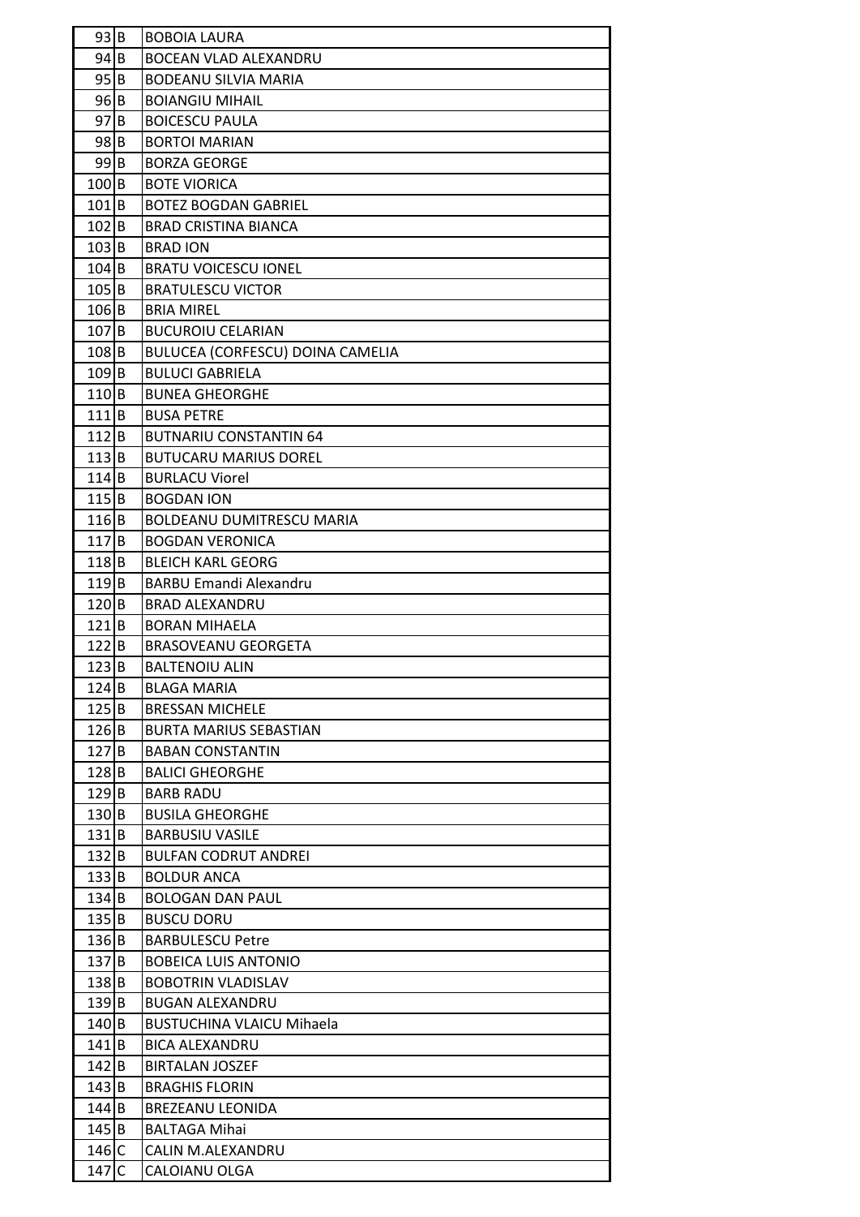| | | |
|---|---|---|
| 93 | B | BOBOIA LAURA |
| 94 | B | BOCEAN VLAD ALEXANDRU |
| 95 | B | BODEANU SILVIA MARIA |
| 96 | B | BOIANGIU MIHAIL |
| 97 | B | BOICESCU PAULA |
| 98 | B | BORTOI MARIAN |
| 99 | B | BORZA GEORGE |
| 100 | B | BOTE VIORICA |
| 101 | B | BOTEZ BOGDAN GABRIEL |
| 102 | B | BRAD CRISTINA BIANCA |
| 103 | B | BRAD ION |
| 104 | B | BRATU VOICESCU IONEL |
| 105 | B | BRATULESCU VICTOR |
| 106 | B | BRIA MIREL |
| 107 | B | BUCUROIU CELARIAN |
| 108 | B | BULUCEA (CORFESCU) DOINA CAMELIA |
| 109 | B | BULUCI GABRIELA |
| 110 | B | BUNEA GHEORGHE |
| 111 | B | BUSA PETRE |
| 112 | B | BUTNARIU CONSTANTIN 64 |
| 113 | B | BUTUCARU MARIUS DOREL |
| 114 | B | BURLACU Viorel |
| 115 | B | BOGDAN ION |
| 116 | B | BOLDEANU DUMITRESCU MARIA |
| 117 | B | BOGDAN VERONICA |
| 118 | B | BLEICH KARL GEORG |
| 119 | B | BARBU Emandi Alexandru |
| 120 | B | BRAD ALEXANDRU |
| 121 | B | BORAN MIHAELA |
| 122 | B | BRASOVEANU GEORGETA |
| 123 | B | BALTENOIU ALIN |
| 124 | B | BLAGA MARIA |
| 125 | B | BRESSAN MICHELE |
| 126 | B | BURTA MARIUS SEBASTIAN |
| 127 | B | BABAN CONSTANTIN |
| 128 | B | BALICI GHEORGHE |
| 129 | B | BARB RADU |
| 130 | B | BUSILA GHEORGHE |
| 131 | B | BARBUSIU VASILE |
| 132 | B | BULFAN CODRUT ANDREI |
| 133 | B | BOLDUR ANCA |
| 134 | B | BOLOGAN DAN PAUL |
| 135 | B | BUSCU DORU |
| 136 | B | BARBULESCU Petre |
| 137 | B | BOBEICA LUIS ANTONIO |
| 138 | B | BOBOTRIN VLADISLAV |
| 139 | B | BUGAN ALEXANDRU |
| 140 | B | BUSTUCHINA VLAICU Mihaela |
| 141 | B | BICA ALEXANDRU |
| 142 | B | BIRTALAN JOSZEF |
| 143 | B | BRAGHIS FLORIN |
| 144 | B | BREZEANU LEONIDA |
| 145 | B | BALTAGA Mihai |
| 146 | C | CALIN M.ALEXANDRU |
| 147 | C | CALOIANU OLGA |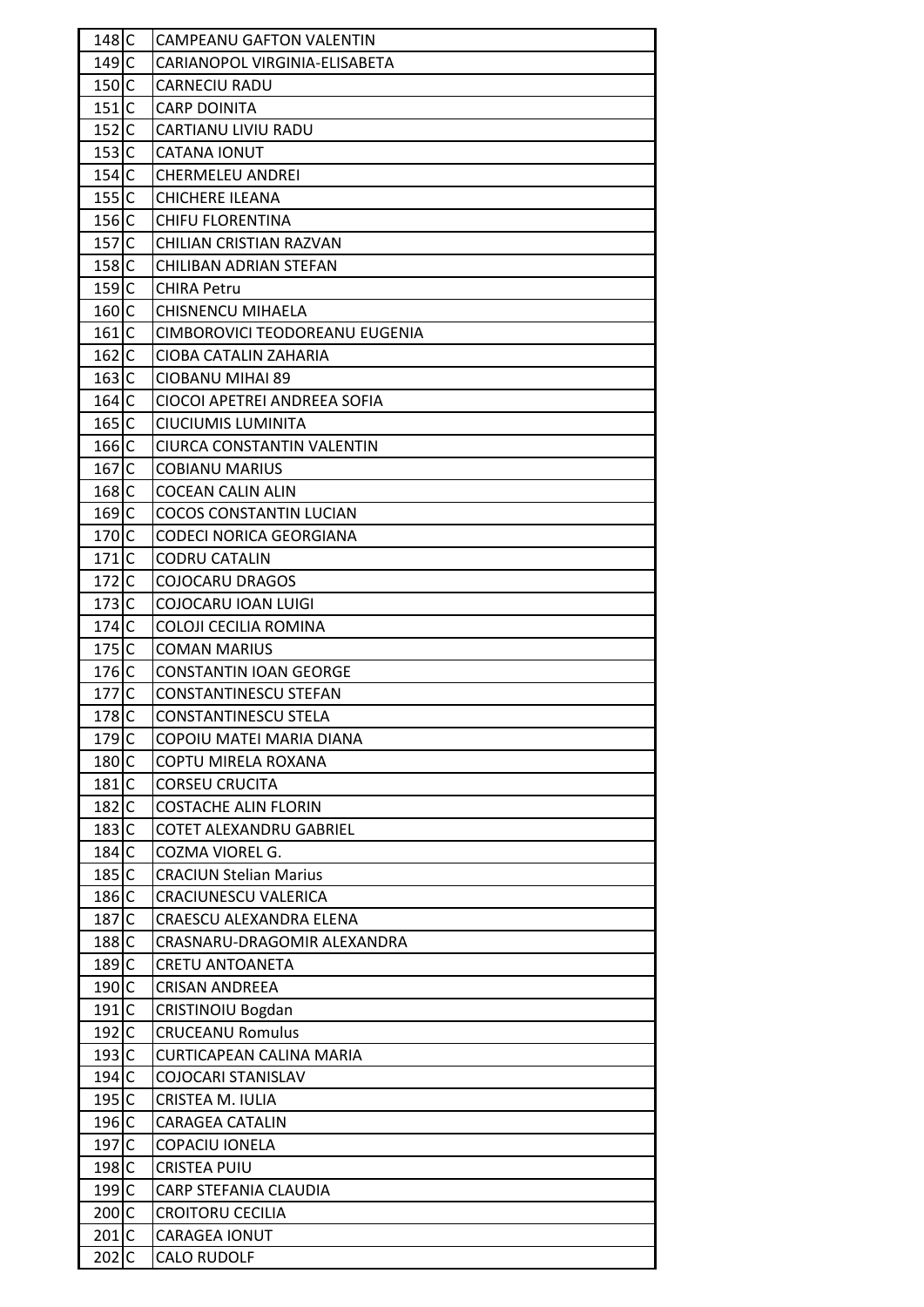| | | |
|---|---|---|
| 148 | C | CAMPEANU GAFTON VALENTIN |
| 149 | C | CARIANOPOL VIRGINIA-ELISABETA |
| 150 | C | CARNECIU RADU |
| 151 | C | CARP DOINITA |
| 152 | C | CARTIANU LIVIU RADU |
| 153 | C | CATANA IONUT |
| 154 | C | CHERMELEU ANDREI |
| 155 | C | CHICHERE ILEANA |
| 156 | C | CHIFU FLORENTINA |
| 157 | C | CHILIAN CRISTIAN RAZVAN |
| 158 | C | CHILIBAN ADRIAN STEFAN |
| 159 | C | CHIRA Petru |
| 160 | C | CHISNENCU MIHAELA |
| 161 | C | CIMBOROVICI TEODOREANU EUGENIA |
| 162 | C | CIOBA CATALIN ZAHARIA |
| 163 | C | CIOBANU MIHAI 89 |
| 164 | C | CIOCOI APETREI ANDREEA SOFIA |
| 165 | C | CIUCIUMIS LUMINITA |
| 166 | C | CIURCA CONSTANTIN VALENTIN |
| 167 | C | COBIANU MARIUS |
| 168 | C | COCEAN CALIN ALIN |
| 169 | C | COCOS CONSTANTIN LUCIAN |
| 170 | C | CODECI NORICA GEORGIANA |
| 171 | C | CODRU CATALIN |
| 172 | C | COJOCARU DRAGOS |
| 173 | C | COJOCARU IOAN LUIGI |
| 174 | C | COLOJI CECILIA ROMINA |
| 175 | C | COMAN MARIUS |
| 176 | C | CONSTANTIN IOAN GEORGE |
| 177 | C | CONSTANTINESCU STEFAN |
| 178 | C | CONSTANTINESCU STELA |
| 179 | C | COPOIU MATEI MARIA DIANA |
| 180 | C | COPTU MIRELA ROXANA |
| 181 | C | CORSEU CRUCITA |
| 182 | C | COSTACHE ALIN FLORIN |
| 183 | C | COTET ALEXANDRU GABRIEL |
| 184 | C | COZMA VIOREL G. |
| 185 | C | CRACIUN Stelian Marius |
| 186 | C | CRACIUNESCU VALERICA |
| 187 | C | CRAESCU ALEXANDRA ELENA |
| 188 | C | CRASNARU-DRAGOMIR ALEXANDRA |
| 189 | C | CRETU ANTOANETA |
| 190 | C | CRISAN ANDREEA |
| 191 | C | CRISTINOIU Bogdan |
| 192 | C | CRUCEANU Romulus |
| 193 | C | CURTICAPEAN CALINA MARIA |
| 194 | C | COJOCARI STANISLAV |
| 195 | C | CRISTEA M. IULIA |
| 196 | C | CARAGEA CATALIN |
| 197 | C | COPACIU IONELA |
| 198 | C | CRISTEA PUIU |
| 199 | C | CARP STEFANIA CLAUDIA |
| 200 | C | CROITORU CECILIA |
| 201 | C | CARAGEA IONUT |
| 202 | C | CALO RUDOLF |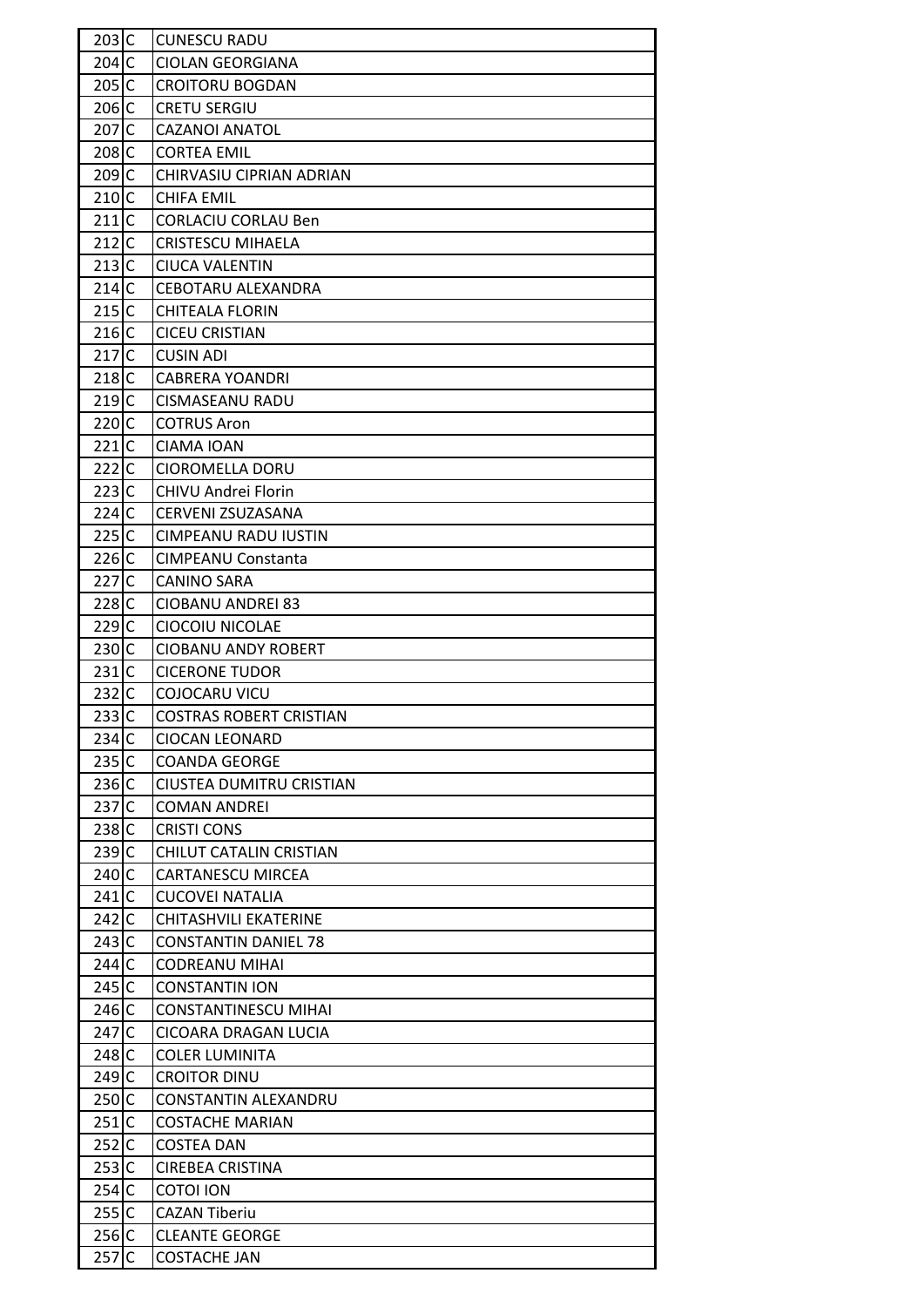| 203 | C | CUNESCU RADU |
|---|---|---|
| 204 | C | CIOLAN GEORGIANA |
| 205 | C | CROITORU BOGDAN |
| 206 | C | CRETU SERGIU |
| 207 | C | CAZANOI ANATOL |
| 208 | C | CORTEA EMIL |
| 209 | C | CHIRVASIU CIPRIAN ADRIAN |
| 210 | C | CHIFA EMIL |
| 211 | C | CORLACIU CORLAU Ben |
| 212 | C | CRISTESCU MIHAELA |
| 213 | C | CIUCA VALENTIN |
| 214 | C | CEBOTARU ALEXANDRA |
| 215 | C | CHITEALA FLORIN |
| 216 | C | CICEU CRISTIAN |
| 217 | C | CUSIN ADI |
| 218 | C | CABRERA YOANDRI |
| 219 | C | CISMASEANU RADU |
| 220 | C | COTRUS Aron |
| 221 | C | CIAMA IOAN |
| 222 | C | CIOROMELLA DORU |
| 223 | C | CHIVU Andrei Florin |
| 224 | C | CERVENI ZSUZASANA |
| 225 | C | CIMPEANU RADU IUSTIN |
| 226 | C | CIMPEANU Constanta |
| 227 | C | CANINO SARA |
| 228 | C | CIOBANU ANDREI 83 |
| 229 | C | CIOCOIU NICOLAE |
| 230 | C | CIOBANU ANDY ROBERT |
| 231 | C | CICERONE TUDOR |
| 232 | C | COJOCARU VICU |
| 233 | C | COSTRAS ROBERT CRISTIAN |
| 234 | C | CIOCAN LEONARD |
| 235 | C | COANDA GEORGE |
| 236 | C | CIUSTEA DUMITRU CRISTIAN |
| 237 | C | COMAN ANDREI |
| 238 | C | CRISTI CONS |
| 239 | C | CHILUT CATALIN CRISTIAN |
| 240 | C | CARTANESCU MIRCEA |
| 241 | C | CUCOVEI NATALIA |
| 242 | C | CHITASHVILI EKATERINE |
| 243 | C | CONSTANTIN DANIEL 78 |
| 244 | C | CODREANU MIHAI |
| 245 | C | CONSTANTIN ION |
| 246 | C | CONSTANTINESCU MIHAI |
| 247 | C | CICOARA DRAGAN LUCIA |
| 248 | C | COLER LUMINITA |
| 249 | C | CROITOR DINU |
| 250 | C | CONSTANTIN ALEXANDRU |
| 251 | C | COSTACHE MARIAN |
| 252 | C | COSTEA DAN |
| 253 | C | CIREBEA CRISTINA |
| 254 | C | COTOI ION |
| 255 | C | CAZAN Tiberiu |
| 256 | C | CLEANTE GEORGE |
| 257 | C | COSTACHE JAN |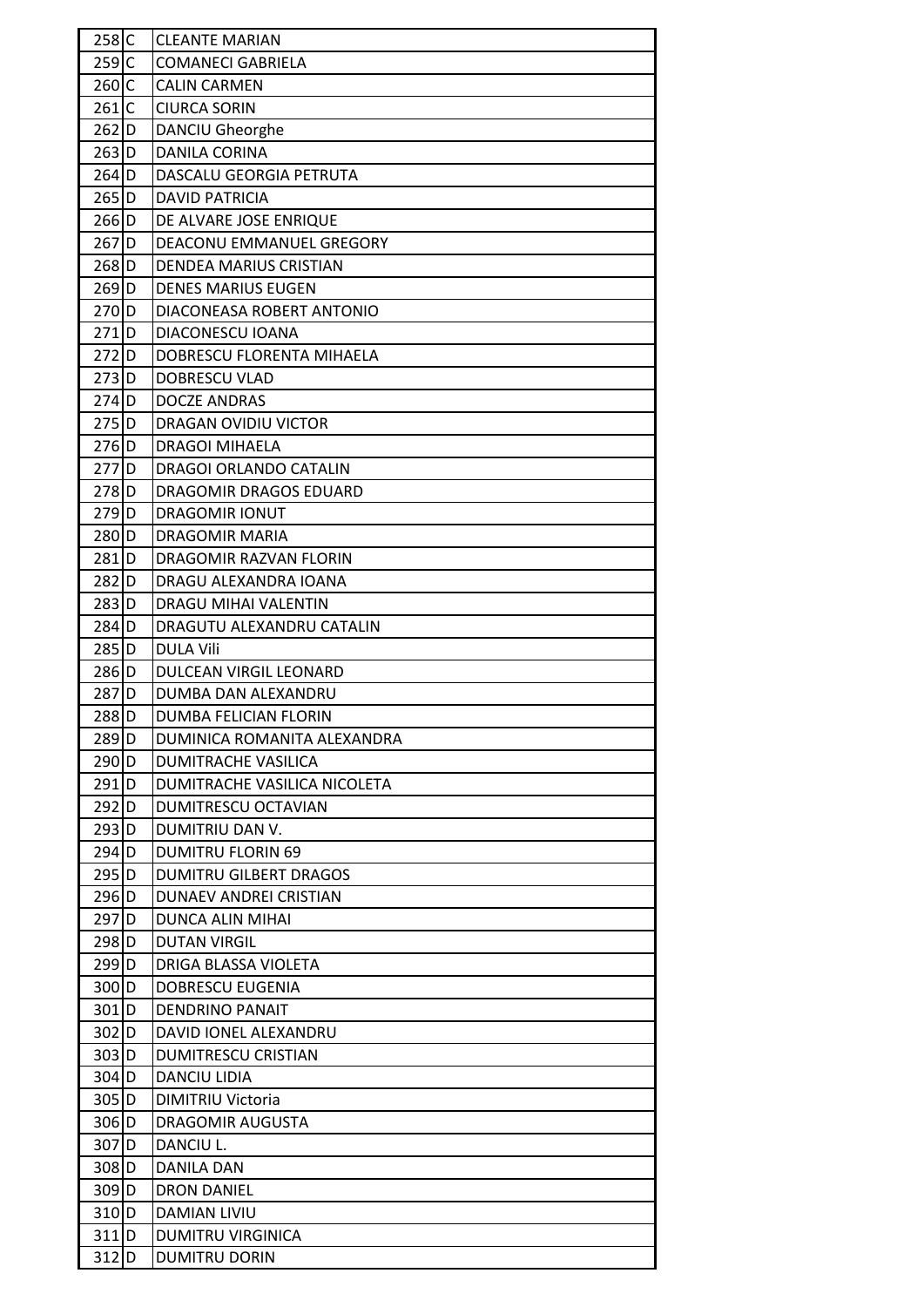| 258 | C | CLEANTE MARIAN |
|---|---|---|
| 259 | C | COMANECI GABRIELA |
| 260 | C | CALIN CARMEN |
| 261 | C | CIURCA SORIN |
| 262 | D | DANCIU Gheorghe |
| 263 | D | DANILA CORINA |
| 264 | D | DASCALU GEORGIA PETRUTA |
| 265 | D | DAVID PATRICIA |
| 266 | D | DE ALVARE JOSE ENRIQUE |
| 267 | D | DEACONU EMMANUEL GREGORY |
| 268 | D | DENDEA MARIUS CRISTIAN |
| 269 | D | DENES MARIUS EUGEN |
| 270 | D | DIACONEASA ROBERT ANTONIO |
| 271 | D | DIACONESCU IOANA |
| 272 | D | DOBRESCU FLORENTA MIHAELA |
| 273 | D | DOBRESCU VLAD |
| 274 | D | DOCZE ANDRAS |
| 275 | D | DRAGAN OVIDIU VICTOR |
| 276 | D | DRAGOI MIHAELA |
| 277 | D | DRAGOI ORLANDO CATALIN |
| 278 | D | DRAGOMIR DRAGOS EDUARD |
| 279 | D | DRAGOMIR IONUT |
| 280 | D | DRAGOMIR MARIA |
| 281 | D | DRAGOMIR RAZVAN FLORIN |
| 282 | D | DRAGU ALEXANDRA IOANA |
| 283 | D | DRAGU MIHAI VALENTIN |
| 284 | D | DRAGUTU ALEXANDRU CATALIN |
| 285 | D | DULA Vili |
| 286 | D | DULCEAN VIRGIL LEONARD |
| 287 | D | DUMBA DAN ALEXANDRU |
| 288 | D | DUMBA FELICIAN FLORIN |
| 289 | D | DUMINICA ROMANITA ALEXANDRA |
| 290 | D | DUMITRACHE VASILICA |
| 291 | D | DUMITRACHE VASILICA NICOLETA |
| 292 | D | DUMITRESCU OCTAVIAN |
| 293 | D | DUMITRIU DAN V. |
| 294 | D | DUMITRU FLORIN 69 |
| 295 | D | DUMITRU GILBERT DRAGOS |
| 296 | D | DUNAEV ANDREI CRISTIAN |
| 297 | D | DUNCA ALIN MIHAI |
| 298 | D | DUTAN VIRGIL |
| 299 | D | DRIGA BLASSA VIOLETA |
| 300 | D | DOBRESCU EUGENIA |
| 301 | D | DENDRINO PANAIT |
| 302 | D | DAVID IONEL ALEXANDRU |
| 303 | D | DUMITRESCU CRISTIAN |
| 304 | D | DANCIU LIDIA |
| 305 | D | DIMITRIU Victoria |
| 306 | D | DRAGOMIR AUGUSTA |
| 307 | D | DANCIU L. |
| 308 | D | DANILA DAN |
| 309 | D | DRON DANIEL |
| 310 | D | DAMIAN LIVIU |
| 311 | D | DUMITRU VIRGINICA |
| 312 | D | DUMITRU DORIN |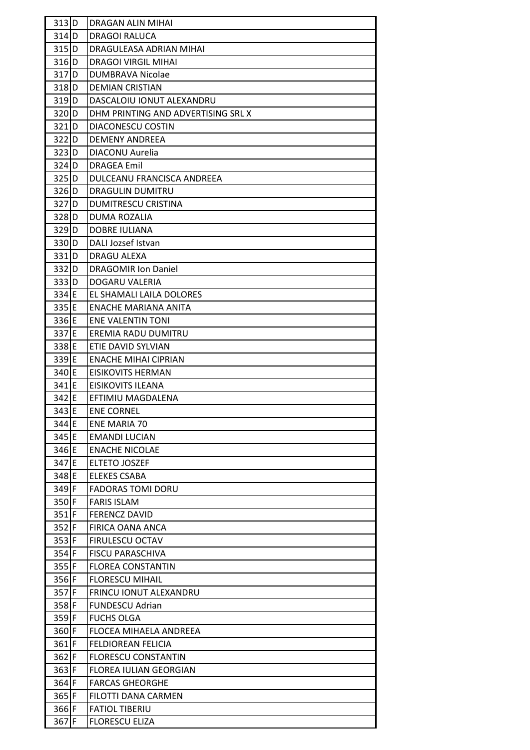| | | |
|---|---|---|
| 313 | D | DRAGAN ALIN MIHAI |
| 314 | D | DRAGOI RALUCA |
| 315 | D | DRAGULEASA ADRIAN MIHAI |
| 316 | D | DRAGOI VIRGIL MIHAI |
| 317 | D | DUMBRAVA Nicolae |
| 318 | D | DEMIAN CRISTIAN |
| 319 | D | DASCALOIU IONUT ALEXANDRU |
| 320 | D | DHM PRINTING AND ADVERTISING SRL X |
| 321 | D | DIACONESCU COSTIN |
| 322 | D | DEMENY ANDREEA |
| 323 | D | DIACONU Aurelia |
| 324 | D | DRAGEA Emil |
| 325 | D | DULCEANU FRANCISCA ANDREEA |
| 326 | D | DRAGULIN DUMITRU |
| 327 | D | DUMITRESCU CRISTINA |
| 328 | D | DUMA ROZALIA |
| 329 | D | DOBRE IULIANA |
| 330 | D | DALI Jozsef Istvan |
| 331 | D | DRAGU ALEXA |
| 332 | D | DRAGOMIR Ion Daniel |
| 333 | D | DOGARU VALERIA |
| 334 | E | EL SHAMALI LAILA DOLORES |
| 335 | E | ENACHE MARIANA ANITA |
| 336 | E | ENE VALENTIN TONI |
| 337 | E | EREMIA RADU DUMITRU |
| 338 | E | ETIE DAVID SYLVIAN |
| 339 | E | ENACHE MIHAI CIPRIAN |
| 340 | E | EISIKOVITS HERMAN |
| 341 | E | EISIKOVITS ILEANA |
| 342 | E | EFTIMIU MAGDALENA |
| 343 | E | ENE CORNEL |
| 344 | E | ENE MARIA 70 |
| 345 | E | EMANDI LUCIAN |
| 346 | E | ENACHE NICOLAE |
| 347 | E | ELTETO JOSZEF |
| 348 | E | ELEKES CSABA |
| 349 | F | FADORAS TOMI DORU |
| 350 | F | FARIS ISLAM |
| 351 | F | FERENCZ DAVID |
| 352 | F | FIRICA OANA ANCA |
| 353 | F | FIRULESCU OCTAV |
| 354 | F | FISCU PARASCHIVA |
| 355 | F | FLOREA CONSTANTIN |
| 356 | F | FLORESCU MIHAIL |
| 357 | F | FRINCU IONUT ALEXANDRU |
| 358 | F | FUNDESCU Adrian |
| 359 | F | FUCHS OLGA |
| 360 | F | FLOCEA MIHAELA ANDREEA |
| 361 | F | FELDIOREAN FELICIA |
| 362 | F | FLORESCU CONSTANTIN |
| 363 | F | FLOREA IULIAN GEORGIAN |
| 364 | F | FARCAS GHEORGHE |
| 365 | F | FILOTTI DANA CARMEN |
| 366 | F | FATIOL TIBERIU |
| 367 | F | FLORESCU ELIZA |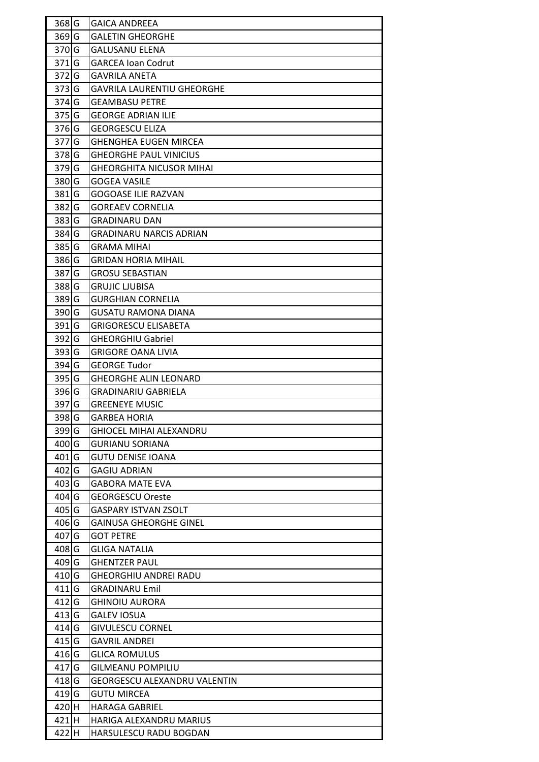| 368 | G | GAICA ANDREEA |
|---|---|---|
| 369 | G | GALETIN GHEORGHE |
| 370 | G | GALUSANU ELENA |
| 371 | G | GARCEA Ioan Codrut |
| 372 | G | GAVRILA ANETA |
| 373 | G | GAVRILA LAURENTIU GHEORGHE |
| 374 | G | GEAMBASU PETRE |
| 375 | G | GEORGE ADRIAN ILIE |
| 376 | G | GEORGESCU ELIZA |
| 377 | G | GHENGHEA EUGEN MIRCEA |
| 378 | G | GHEORGHE PAUL VINICIUS |
| 379 | G | GHEORGHITA NICUSOR MIHAI |
| 380 | G | GOGEA VASILE |
| 381 | G | GOGOASE ILIE RAZVAN |
| 382 | G | GOREAEV CORNELIA |
| 383 | G | GRADINARU DAN |
| 384 | G | GRADINARU NARCIS ADRIAN |
| 385 | G | GRAMA MIHAI |
| 386 | G | GRIDAN HORIA MIHAIL |
| 387 | G | GROSU SEBASTIAN |
| 388 | G | GRUJIC LJUBISA |
| 389 | G | GURGHIAN CORNELIA |
| 390 | G | GUSATU RAMONA DIANA |
| 391 | G | GRIGORESCU ELISABETA |
| 392 | G | GHEORGHIU Gabriel |
| 393 | G | GRIGORE OANA LIVIA |
| 394 | G | GEORGE Tudor |
| 395 | G | GHEORGHE ALIN LEONARD |
| 396 | G | GRADINARIU GABRIELA |
| 397 | G | GREENEYE MUSIC |
| 398 | G | GARBEA HORIA |
| 399 | G | GHIOCEL MIHAI ALEXANDRU |
| 400 | G | GURIANU SORIANA |
| 401 | G | GUTU DENISE IOANA |
| 402 | G | GAGIU ADRIAN |
| 403 | G | GABORA MATE EVA |
| 404 | G | GEORGESCU Oreste |
| 405 | G | GASPARY ISTVAN ZSOLT |
| 406 | G | GAINUSA GHEORGHE GINEL |
| 407 | G | GOT PETRE |
| 408 | G | GLIGA NATALIA |
| 409 | G | GHENTZER PAUL |
| 410 | G | GHEORGHIU ANDREI RADU |
| 411 | G | GRADINARU Emil |
| 412 | G | GHINOIU AURORA |
| 413 | G | GALEV IOSUA |
| 414 | G | GIVULESCU CORNEL |
| 415 | G | GAVRIL ANDREI |
| 416 | G | GLICA ROMULUS |
| 417 | G | GILMEANU POMPILIU |
| 418 | G | GEORGESCU ALEXANDRU VALENTIN |
| 419 | G | GUTU MIRCEA |
| 420 | H | HARAGA GABRIEL |
| 421 | H | HARIGA ALEXANDRU MARIUS |
| 422 | H | HARSULESCU RADU BOGDAN |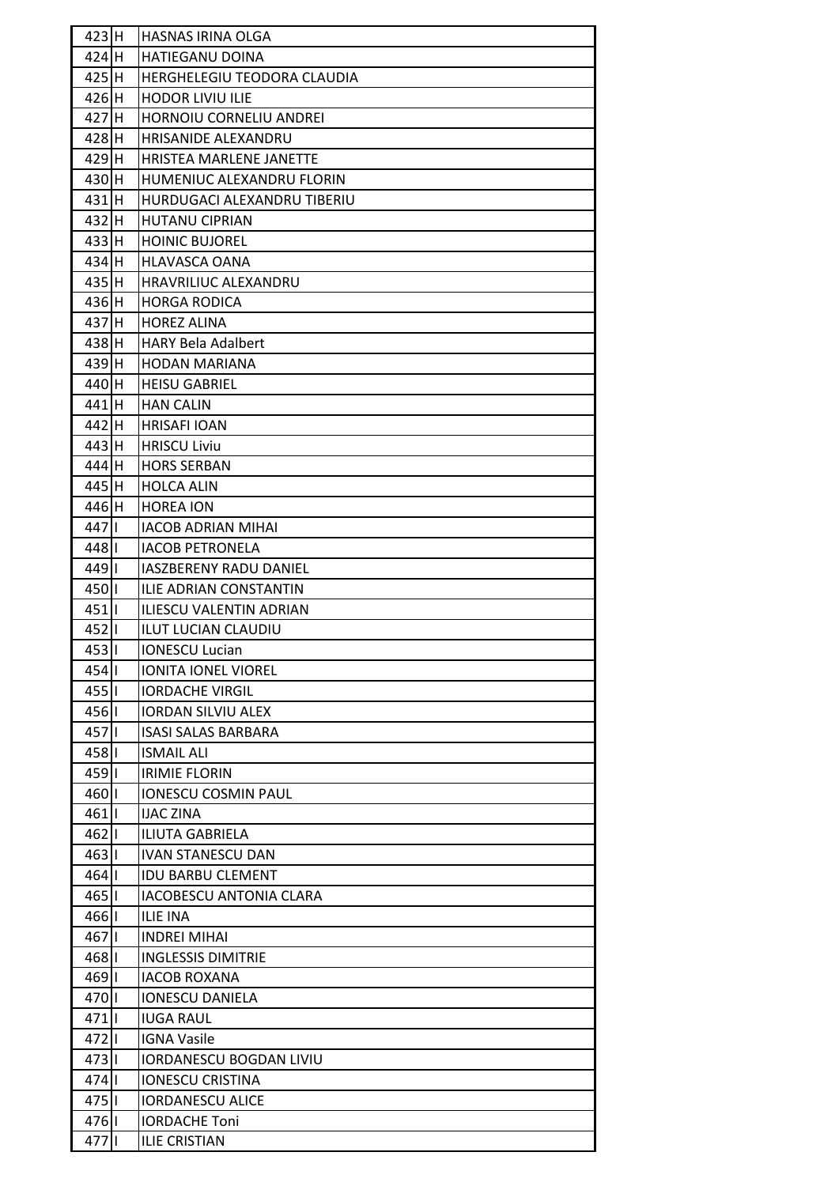| | | |
|---|---|---|
| 423 | H | HASNAS IRINA OLGA |
| 424 | H | HATIEGANU DOINA |
| 425 | H | HERGHELEGIU TEODORA CLAUDIA |
| 426 | H | HODOR LIVIU ILIE |
| 427 | H | HORNOIU CORNELIU ANDREI |
| 428 | H | HRISANIDE ALEXANDRU |
| 429 | H | HRISTEA MARLENE JANETTE |
| 430 | H | HUMENIUC ALEXANDRU FLORIN |
| 431 | H | HURDUGACI ALEXANDRU TIBERIU |
| 432 | H | HUTANU CIPRIAN |
| 433 | H | HOINIC BUJOREL |
| 434 | H | HLAVASCA OANA |
| 435 | H | HRAVRILIUC ALEXANDRU |
| 436 | H | HORGA RODICA |
| 437 | H | HOREZ ALINA |
| 438 | H | HARY Bela Adalbert |
| 439 | H | HODAN MARIANA |
| 440 | H | HEISU GABRIEL |
| 441 | H | HAN CALIN |
| 442 | H | HRISAFI IOAN |
| 443 | H | HRISCU Liviu |
| 444 | H | HORS SERBAN |
| 445 | H | HOLCA ALIN |
| 446 | H | HOREA ION |
| 447 | I | IACOB ADRIAN MIHAI |
| 448 | I | IACOB PETRONELA |
| 449 | I | IASZBERENY RADU DANIEL |
| 450 | I | ILIE ADRIAN CONSTANTIN |
| 451 | I | ILIESCU VALENTIN ADRIAN |
| 452 | I | ILUT LUCIAN CLAUDIU |
| 453 | I | IONESCU Lucian |
| 454 | I | IONITA IONEL VIOREL |
| 455 | I | IORDACHE VIRGIL |
| 456 | I | IORDAN SILVIU ALEX |
| 457 | I | ISASI SALAS BARBARA |
| 458 | I | ISMAIL ALI |
| 459 | I | IRIMIE FLORIN |
| 460 | I | IONESCU COSMIN PAUL |
| 461 | I | IJAC ZINA |
| 462 | I | ILIUTA GABRIELA |
| 463 | I | IVAN STANESCU DAN |
| 464 | I | IDU BARBU CLEMENT |
| 465 | I | IACOBESCU ANTONIA CLARA |
| 466 | I | ILIE INA |
| 467 | I | INDREI MIHAI |
| 468 | I | INGLESSIS DIMITRIE |
| 469 | I | IACOB ROXANA |
| 470 | I | IONESCU DANIELA |
| 471 | I | IUGA RAUL |
| 472 | I | IGNA Vasile |
| 473 | I | IORDANESCU BOGDAN LIVIU |
| 474 | I | IONESCU CRISTINA |
| 475 | I | IORDANESCU ALICE |
| 476 | I | IORDACHE Toni |
| 477 | I | ILIE CRISTIAN |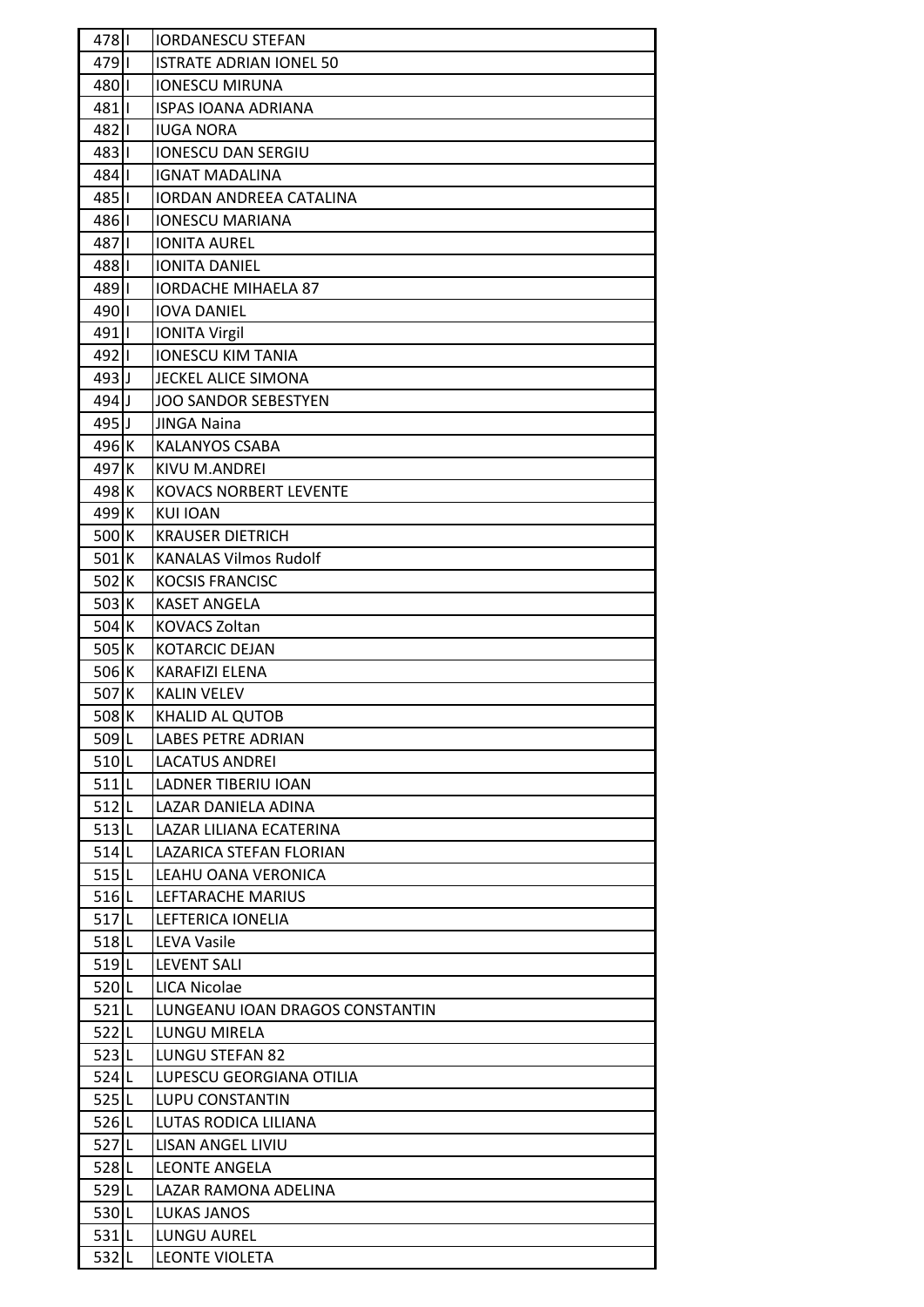| | | |
|---|---|---|
| 478 | I | IORDANESCU STEFAN |
| 479 | I | ISTRATE ADRIAN IONEL 50 |
| 480 | I | IONESCU MIRUNA |
| 481 | I | ISPAS IOANA ADRIANA |
| 482 | I | IUGA NORA |
| 483 | I | IONESCU DAN SERGIU |
| 484 | I | IGNAT MADALINA |
| 485 | I | IORDAN ANDREEA CATALINA |
| 486 | I | IONESCU MARIANA |
| 487 | I | IONITA AUREL |
| 488 | I | IONITA DANIEL |
| 489 | I | IORDACHE MIHAELA 87 |
| 490 | I | IOVA DANIEL |
| 491 | I | IONITA Virgil |
| 492 | I | IONESCU KIM TANIA |
| 493 | J | JECKEL ALICE SIMONA |
| 494 | J | JOO SANDOR SEBESTYEN |
| 495 | J | JINGA Naina |
| 496 | K | KALANYOS CSABA |
| 497 | K | KIVU M.ANDREI |
| 498 | K | KOVACS NORBERT LEVENTE |
| 499 | K | KUI IOAN |
| 500 | K | KRAUSER DIETRICH |
| 501 | K | KANALAS Vilmos Rudolf |
| 502 | K | KOCSIS FRANCISC |
| 503 | K | KASET ANGELA |
| 504 | K | KOVACS Zoltan |
| 505 | K | KOTARCIC DEJAN |
| 506 | K | KARAFIZI ELENA |
| 507 | K | KALIN VELEV |
| 508 | K | KHALID AL QUTOB |
| 509 | L | LABES PETRE ADRIAN |
| 510 | L | LACATUS ANDREI |
| 511 | L | LADNER TIBERIU IOAN |
| 512 | L | LAZAR DANIELA ADINA |
| 513 | L | LAZAR LILIANA ECATERINA |
| 514 | L | LAZARICA STEFAN FLORIAN |
| 515 | L | LEAHU OANA VERONICA |
| 516 | L | LEFTARACHE MARIUS |
| 517 | L | LEFTERICA IONELIA |
| 518 | L | LEVA Vasile |
| 519 | L | LEVENT SALI |
| 520 | L | LICA Nicolae |
| 521 | L | LUNGEANU IOAN DRAGOS CONSTANTIN |
| 522 | L | LUNGU MIRELA |
| 523 | L | LUNGU STEFAN 82 |
| 524 | L | LUPESCU GEORGIANA OTILIA |
| 525 | L | LUPU CONSTANTIN |
| 526 | L | LUTAS RODICA LILIANA |
| 527 | L | LISAN ANGEL LIVIU |
| 528 | L | LEONTE ANGELA |
| 529 | L | LAZAR RAMONA ADELINA |
| 530 | L | LUKAS JANOS |
| 531 | L | LUNGU AUREL |
| 532 | L | LEONTE VIOLETA |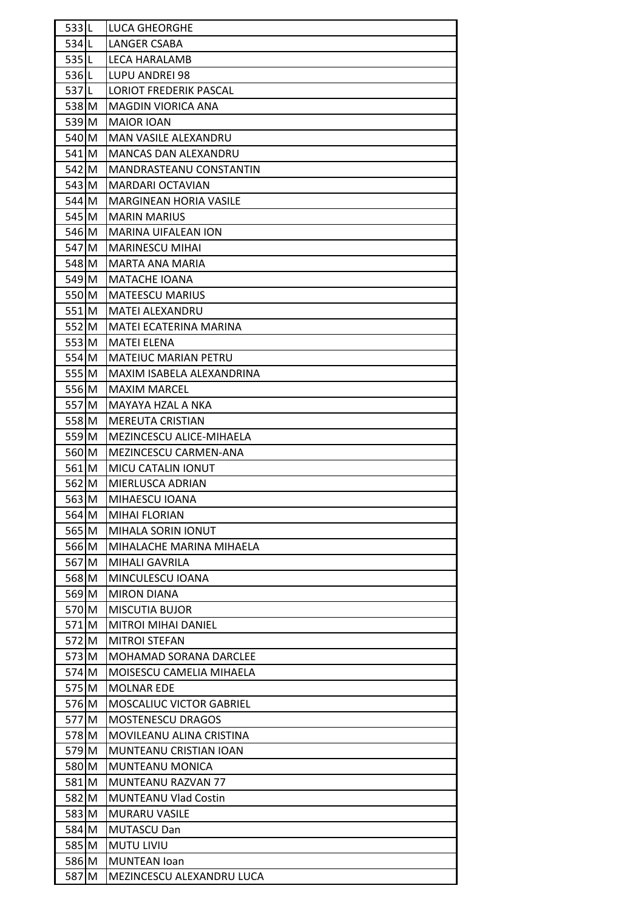| | | |
|---|---|---|
| 533 | L | LUCA GHEORGHE |
| 534 | L | LANGER CSABA |
| 535 | L | LECA HARALAMB |
| 536 | L | LUPU ANDREI 98 |
| 537 | L | LORIOT FREDERIK PASCAL |
| 538 | M | MAGDIN VIORICA ANA |
| 539 | M | MAIOR IOAN |
| 540 | M | MAN VASILE ALEXANDRU |
| 541 | M | MANCAS DAN ALEXANDRU |
| 542 | M | MANDRASTEANU CONSTANTIN |
| 543 | M | MARDARI OCTAVIAN |
| 544 | M | MARGINEAN HORIA VASILE |
| 545 | M | MARIN MARIUS |
| 546 | M | MARINA UIFALEAN ION |
| 547 | M | MARINESCU MIHAI |
| 548 | M | MARTA ANA MARIA |
| 549 | M | MATACHE IOANA |
| 550 | M | MATEESCU MARIUS |
| 551 | M | MATEI ALEXANDRU |
| 552 | M | MATEI ECATERINA MARINA |
| 553 | M | MATEI ELENA |
| 554 | M | MATEIUC MARIAN PETRU |
| 555 | M | MAXIM ISABELA ALEXANDRINA |
| 556 | M | MAXIM MARCEL |
| 557 | M | MAYAYA HZAL A NKA |
| 558 | M | MEREUTA CRISTIAN |
| 559 | M | MEZINCESCU ALICE-MIHAELA |
| 560 | M | MEZINCESCU CARMEN-ANA |
| 561 | M | MICU CATALIN IONUT |
| 562 | M | MIERLUSCA ADRIAN |
| 563 | M | MIHAESCU IOANA |
| 564 | M | MIHAI FLORIAN |
| 565 | M | MIHALA SORIN IONUT |
| 566 | M | MIHALACHE MARINA MIHAELA |
| 567 | M | MIHALI GAVRILA |
| 568 | M | MINCULESCU IOANA |
| 569 | M | MIRON DIANA |
| 570 | M | MISCUTIA BUJOR |
| 571 | M | MITROI MIHAI DANIEL |
| 572 | M | MITROI STEFAN |
| 573 | M | MOHAMAD SORANA DARCLEE |
| 574 | M | MOISESCU CAMELIA MIHAELA |
| 575 | M | MOLNAR EDE |
| 576 | M | MOSCALIUC VICTOR GABRIEL |
| 577 | M | MOSTENESCU DRAGOS |
| 578 | M | MOVILEANU ALINA CRISTINA |
| 579 | M | MUNTEANU CRISTIAN IOAN |
| 580 | M | MUNTEANU MONICA |
| 581 | M | MUNTEANU RAZVAN 77 |
| 582 | M | MUNTEANU Vlad Costin |
| 583 | M | MURARU VASILE |
| 584 | M | MUTASCU Dan |
| 585 | M | MUTU LIVIU |
| 586 | M | MUNTEAN Ioan |
| 587 | M | MEZINCESCU ALEXANDRU LUCA |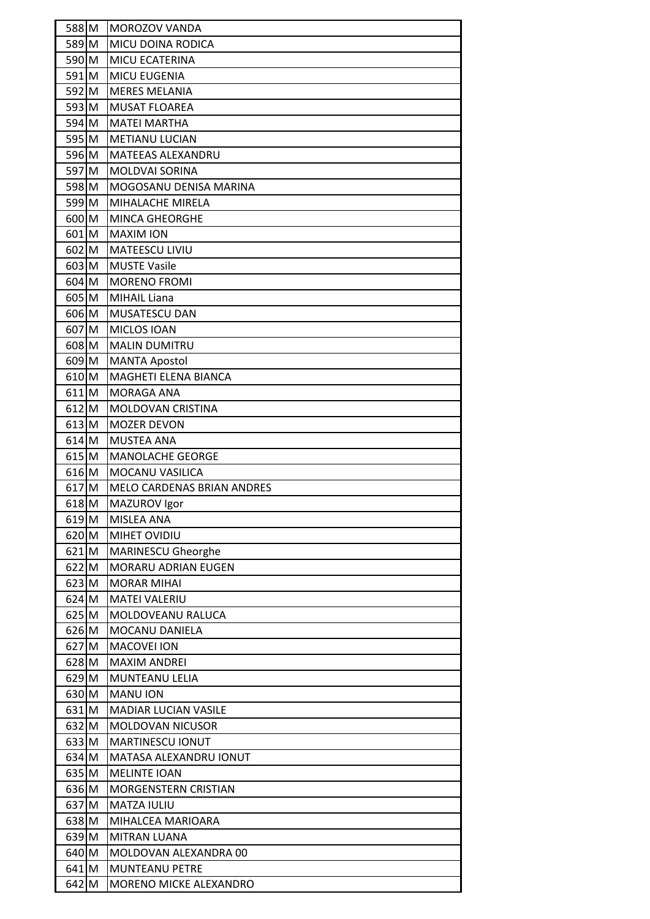| 588 | M | MOROZOV VANDA |
|---|---|---|
| 589 | M | MICU DOINA RODICA |
| 590 | M | MICU ECATERINA |
| 591 | M | MICU EUGENIA |
| 592 | M | MERES MELANIA |
| 593 | M | MUSAT FLOAREA |
| 594 | M | MATEI MARTHA |
| 595 | M | METIANU LUCIAN |
| 596 | M | MATEEAS ALEXANDRU |
| 597 | M | MOLDVAI SORINA |
| 598 | M | MOGOSANU DENISA MARINA |
| 599 | M | MIHALACHE MIRELA |
| 600 | M | MINCA GHEORGHE |
| 601 | M | MAXIM ION |
| 602 | M | MATEESCU LIVIU |
| 603 | M | MUSTE Vasile |
| 604 | M | MORENO FROMI |
| 605 | M | MIHAIL Liana |
| 606 | M | MUSATESCU DAN |
| 607 | M | MICLOS IOAN |
| 608 | M | MALIN DUMITRU |
| 609 | M | MANTA Apostol |
| 610 | M | MAGHETI ELENA BIANCA |
| 611 | M | MORAGA ANA |
| 612 | M | MOLDOVAN CRISTINA |
| 613 | M | MOZER DEVON |
| 614 | M | MUSTEA ANA |
| 615 | M | MANOLACHE GEORGE |
| 616 | M | MOCANU VASILICA |
| 617 | M | MELO CARDENAS BRIAN ANDRES |
| 618 | M | MAZUROV Igor |
| 619 | M | MISLEA ANA |
| 620 | M | MIHET OVIDIU |
| 621 | M | MARINESCU Gheorghe |
| 622 | M | MORARU ADRIAN EUGEN |
| 623 | M | MORAR MIHAI |
| 624 | M | MATEI VALERIU |
| 625 | M | MOLDOVEANU RALUCA |
| 626 | M | MOCANU DANIELA |
| 627 | M | MACOVEI ION |
| 628 | M | MAXIM ANDREI |
| 629 | M | MUNTEANU LELIA |
| 630 | M | MANU ION |
| 631 | M | MADIAR LUCIAN VASILE |
| 632 | M | MOLDOVAN NICUSOR |
| 633 | M | MARTINESCU IONUT |
| 634 | M | MATASA ALEXANDRU IONUT |
| 635 | M | MELINTE IOAN |
| 636 | M | MORGENSTERN CRISTIAN |
| 637 | M | MATZA IULIU |
| 638 | M | MIHALCEA MARIOARA |
| 639 | M | MITRAN LUANA |
| 640 | M | MOLDOVAN ALEXANDRA 00 |
| 641 | M | MUNTEANU PETRE |
| 642 | M | MORENO MICKE ALEXANDRO |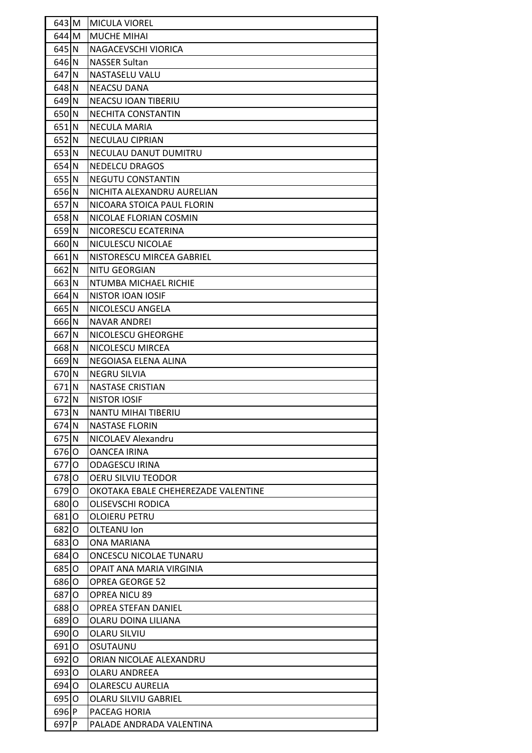| 643 | M | MICULA VIOREL |
|---|---|---|
| 644 | M | MUCHE MIHAI |
| 645 | N | NAGACEVSCHI VIORICA |
| 646 | N | NASSER Sultan |
| 647 | N | NASTASELU VALU |
| 648 | N | NEACSU DANA |
| 649 | N | NEACSU IOAN TIBERIU |
| 650 | N | NECHITA CONSTANTIN |
| 651 | N | NECULA MARIA |
| 652 | N | NECULAU CIPRIAN |
| 653 | N | NECULAU DANUT DUMITRU |
| 654 | N | NEDELCU DRAGOS |
| 655 | N | NEGUTU CONSTANTIN |
| 656 | N | NICHITA ALEXANDRU AURELIAN |
| 657 | N | NICOARA STOICA PAUL FLORIN |
| 658 | N | NICOLAE FLORIAN COSMIN |
| 659 | N | NICORESCU ECATERINA |
| 660 | N | NICULESCU NICOLAE |
| 661 | N | NISTORESCU MIRCEA GABRIEL |
| 662 | N | NITU GEORGIAN |
| 663 | N | NTUMBA MICHAEL RICHIE |
| 664 | N | NISTOR IOAN IOSIF |
| 665 | N | NICOLESCU ANGELA |
| 666 | N | NAVAR ANDREI |
| 667 | N | NICOLESCU GHEORGHE |
| 668 | N | NICOLESCU MIRCEA |
| 669 | N | NEGOIASA ELENA ALINA |
| 670 | N | NEGRU SILVIA |
| 671 | N | NASTASE CRISTIAN |
| 672 | N | NISTOR IOSIF |
| 673 | N | NANTU MIHAI TIBERIU |
| 674 | N | NASTASE FLORIN |
| 675 | N | NICOLAEV Alexandru |
| 676 | O | OANCEA IRINA |
| 677 | O | ODAGESCU IRINA |
| 678 | O | OERU SILVIU TEODOR |
| 679 | O | OKOTAKA EBALE CHEHEREZADE VALENTINE |
| 680 | O | OLISEVSCHI RODICA |
| 681 | O | OLOIERU PETRU |
| 682 | O | OLTEANU Ion |
| 683 | O | ONA MARIANA |
| 684 | O | ONCESCU NICOLAE TUNARU |
| 685 | O | OPAIT ANA MARIA VIRGINIA |
| 686 | O | OPREA GEORGE 52 |
| 687 | O | OPREA NICU 89 |
| 688 | O | OPREA STEFAN DANIEL |
| 689 | O | OLARU DOINA LILIANA |
| 690 | O | OLARU SILVIU |
| 691 | O | OSUTAUNU |
| 692 | O | ORIAN NICOLAE ALEXANDRU |
| 693 | O | OLARU ANDREEA |
| 694 | O | OLARESCU AURELIA |
| 695 | O | OLARU SILVIU GABRIEL |
| 696 | P | PACEAG HORIA |
| 697 | P | PALADE ANDRADA VALENTINA |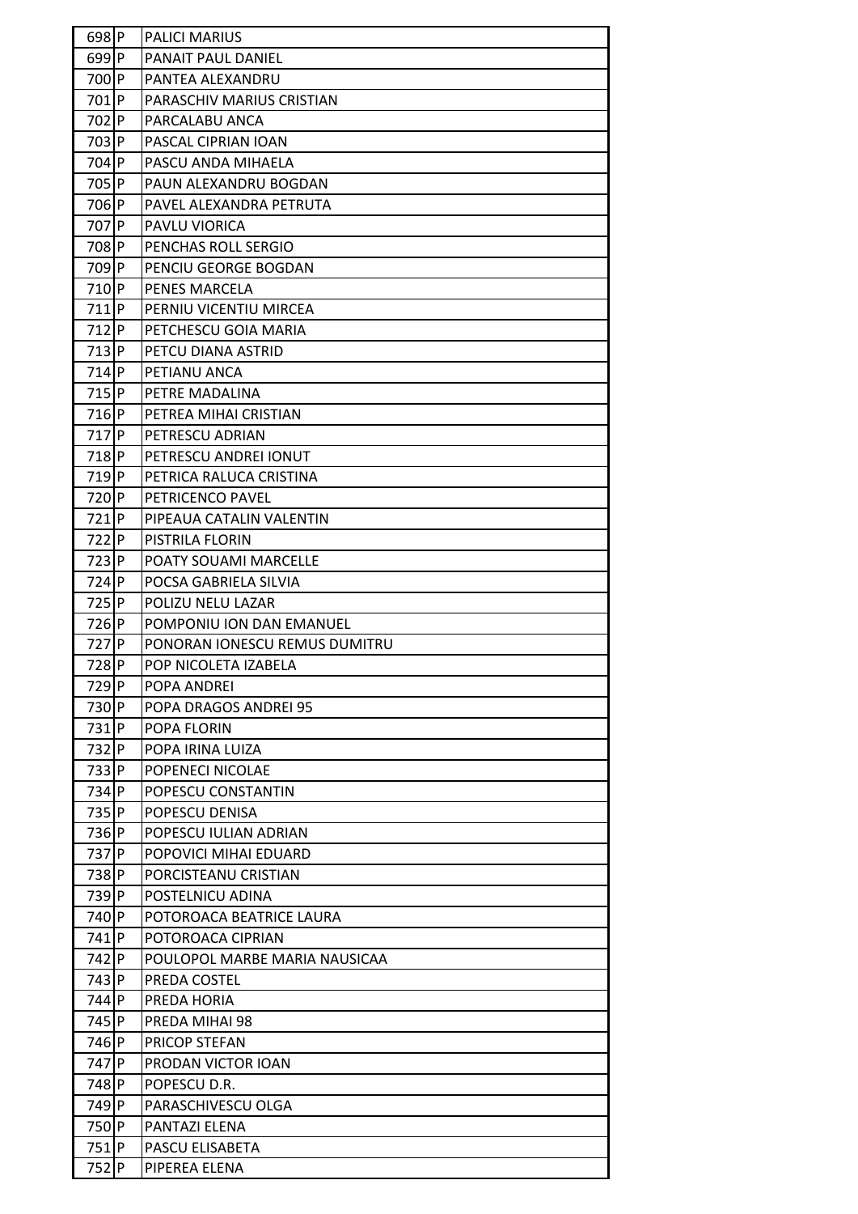| | | |
|---|---|---|
| 698 | P | PALICI MARIUS |
| 699 | P | PANAIT PAUL DANIEL |
| 700 | P | PANTEA ALEXANDRU |
| 701 | P | PARASCHIV MARIUS CRISTIAN |
| 702 | P | PARCALABU ANCA |
| 703 | P | PASCAL CIPRIAN IOAN |
| 704 | P | PASCU ANDA MIHAELA |
| 705 | P | PAUN ALEXANDRU BOGDAN |
| 706 | P | PAVEL ALEXANDRA PETRUTA |
| 707 | P | PAVLU VIORICA |
| 708 | P | PENCHAS ROLL SERGIO |
| 709 | P | PENCIU GEORGE BOGDAN |
| 710 | P | PENES MARCELA |
| 711 | P | PERNIU VICENTIU MIRCEA |
| 712 | P | PETCHESCU GOIA MARIA |
| 713 | P | PETCU DIANA ASTRID |
| 714 | P | PETIANU ANCA |
| 715 | P | PETRE MADALINA |
| 716 | P | PETREA MIHAI CRISTIAN |
| 717 | P | PETRESCU ADRIAN |
| 718 | P | PETRESCU ANDREI IONUT |
| 719 | P | PETRICA RALUCA CRISTINA |
| 720 | P | PETRICENCO PAVEL |
| 721 | P | PIPEAUA CATALIN VALENTIN |
| 722 | P | PISTRILA FLORIN |
| 723 | P | POATY SOUAMI MARCELLE |
| 724 | P | POCSA GABRIELA SILVIA |
| 725 | P | POLIZU NELU LAZAR |
| 726 | P | POMPONIU ION DAN EMANUEL |
| 727 | P | PONORAN IONESCU REMUS DUMITRU |
| 728 | P | POP NICOLETA IZABELA |
| 729 | P | POPA ANDREI |
| 730 | P | POPA DRAGOS ANDREI 95 |
| 731 | P | POPA FLORIN |
| 732 | P | POPA IRINA LUIZA |
| 733 | P | POPENECI NICOLAE |
| 734 | P | POPESCU CONSTANTIN |
| 735 | P | POPESCU DENISA |
| 736 | P | POPESCU IULIAN ADRIAN |
| 737 | P | POPOVICI MIHAI EDUARD |
| 738 | P | PORCISTEANU CRISTIAN |
| 739 | P | POSTELNICU ADINA |
| 740 | P | POTOROACA BEATRICE LAURA |
| 741 | P | POTOROACA CIPRIAN |
| 742 | P | POULOPOL MARBE MARIA NAUSICAA |
| 743 | P | PREDA COSTEL |
| 744 | P | PREDA HORIA |
| 745 | P | PREDA MIHAI 98 |
| 746 | P | PRICOP STEFAN |
| 747 | P | PRODAN VICTOR IOAN |
| 748 | P | POPESCU D.R. |
| 749 | P | PARASCHIVESCU OLGA |
| 750 | P | PANTAZI ELENA |
| 751 | P | PASCU ELISABETA |
| 752 | P | PIPEREA ELENA |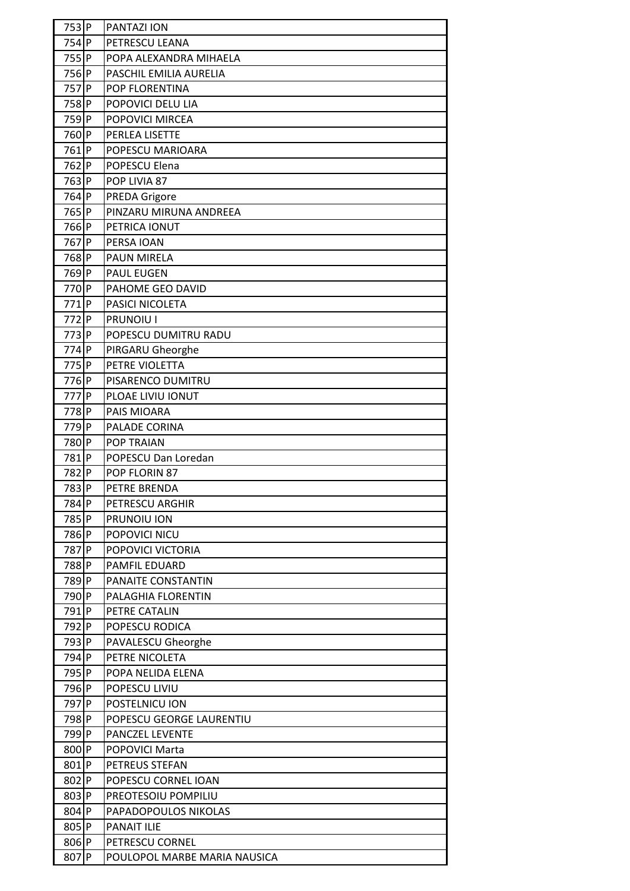| | | |
|---|---|---|
| 753 | P | PANTAZI ION |
| 754 | P | PETRESCU LEANA |
| 755 | P | POPA ALEXANDRA MIHAELA |
| 756 | P | PASCHIL EMILIA AURELIA |
| 757 | P | POP FLORENTINA |
| 758 | P | POPOVICI DELU LIA |
| 759 | P | POPOVICI MIRCEA |
| 760 | P | PERLEA LISETTE |
| 761 | P | POPESCU MARIOARA |
| 762 | P | POPESCU Elena |
| 763 | P | POP LIVIA 87 |
| 764 | P | PREDA Grigore |
| 765 | P | PINZARU MIRUNA ANDREEA |
| 766 | P | PETRICA IONUT |
| 767 | P | PERSA IOAN |
| 768 | P | PAUN MIRELA |
| 769 | P | PAUL EUGEN |
| 770 | P | PAHOME GEO DAVID |
| 771 | P | PASICI NICOLETA |
| 772 | P | PRUNOIU I |
| 773 | P | POPESCU DUMITRU RADU |
| 774 | P | PIRGARU Gheorghe |
| 775 | P | PETRE VIOLETTA |
| 776 | P | PISARENCO DUMITRU |
| 777 | P | PLOAE LIVIU IONUT |
| 778 | P | PAIS MIOARA |
| 779 | P | PALADE CORINA |
| 780 | P | POP TRAIAN |
| 781 | P | POPESCU Dan Loredan |
| 782 | P | POP FLORIN 87 |
| 783 | P | PETRE BRENDA |
| 784 | P | PETRESCU ARGHIR |
| 785 | P | PRUNOIU ION |
| 786 | P | POPOVICI NICU |
| 787 | P | POPOVICI VICTORIA |
| 788 | P | PAMFIL EDUARD |
| 789 | P | PANAITE CONSTANTIN |
| 790 | P | PALAGHIA FLORENTIN |
| 791 | P | PETRE CATALIN |
| 792 | P | POPESCU RODICA |
| 793 | P | PAVALESCU Gheorghe |
| 794 | P | PETRE NICOLETA |
| 795 | P | POPA NELIDA ELENA |
| 796 | P | POPESCU LIVIU |
| 797 | P | POSTELNICU ION |
| 798 | P | POPESCU GEORGE LAURENTIU |
| 799 | P | PANCZEL LEVENTE |
| 800 | P | POPOVICI Marta |
| 801 | P | PETREUS STEFAN |
| 802 | P | POPESCU CORNEL IOAN |
| 803 | P | PREOTESOIU POMPILIU |
| 804 | P | PAPADOPOULOS NIKOLAS |
| 805 | P | PANAIT ILIE |
| 806 | P | PETRESCU CORNEL |
| 807 | P | POULOPOL MARBE MARIA NAUSICA |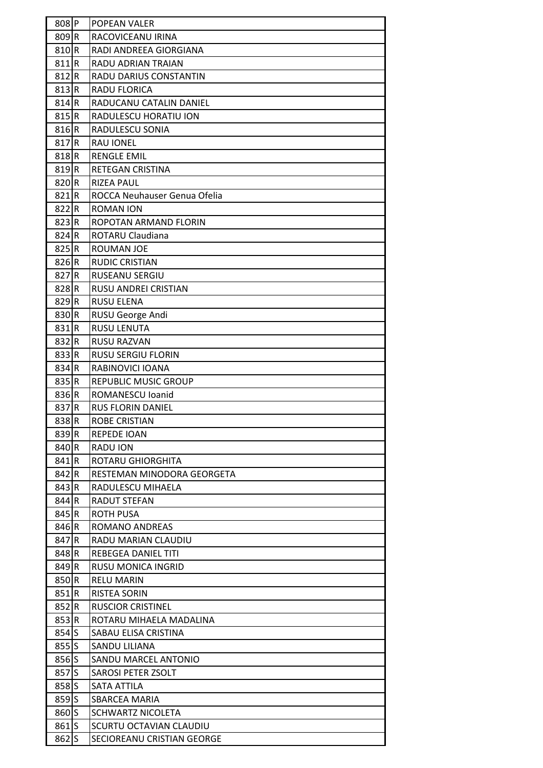| | | |
|---|---|---|
| 808 | P | POPEAN VALER |
| 809 | R | RACOVICEANU IRINA |
| 810 | R | RADI ANDREEA GIORGIANA |
| 811 | R | RADU ADRIAN TRAIAN |
| 812 | R | RADU DARIUS CONSTANTIN |
| 813 | R | RADU FLORICA |
| 814 | R | RADUCANU CATALIN DANIEL |
| 815 | R | RADULESCU HORATIU ION |
| 816 | R | RADULESCU SONIA |
| 817 | R | RAU IONEL |
| 818 | R | RENGLE EMIL |
| 819 | R | RETEGAN CRISTINA |
| 820 | R | RIZEA PAUL |
| 821 | R | ROCCA Neuhauser Genua Ofelia |
| 822 | R | ROMAN ION |
| 823 | R | ROPOTAN ARMAND FLORIN |
| 824 | R | ROTARU Claudiana |
| 825 | R | ROUMAN JOE |
| 826 | R | RUDIC CRISTIAN |
| 827 | R | RUSEANU SERGIU |
| 828 | R | RUSU ANDREI CRISTIAN |
| 829 | R | RUSU ELENA |
| 830 | R | RUSU George Andi |
| 831 | R | RUSU LENUTA |
| 832 | R | RUSU RAZVAN |
| 833 | R | RUSU SERGIU FLORIN |
| 834 | R | RABINOVICI IOANA |
| 835 | R | REPUBLIC MUSIC GROUP |
| 836 | R | ROMANESCU Ioanid |
| 837 | R | RUS FLORIN DANIEL |
| 838 | R | ROBE CRISTIAN |
| 839 | R | REPEDE IOAN |
| 840 | R | RADU ION |
| 841 | R | ROTARU GHIORGHITA |
| 842 | R | RESTEMAN MINODORA GEORGETA |
| 843 | R | RADULESCU MIHAELA |
| 844 | R | RADUT STEFAN |
| 845 | R | ROTH PUSA |
| 846 | R | ROMANO ANDREAS |
| 847 | R | RADU MARIAN CLAUDIU |
| 848 | R | REBEGEA DANIEL TITI |
| 849 | R | RUSU MONICA INGRID |
| 850 | R | RELU MARIN |
| 851 | R | RISTEA SORIN |
| 852 | R | RUSCIOR CRISTINEL |
| 853 | R | ROTARU MIHAELA MADALINA |
| 854 | S | SABAU ELISA CRISTINA |
| 855 | S | SANDU LILIANA |
| 856 | S | SANDU MARCEL ANTONIO |
| 857 | S | SAROSI PETER ZSOLT |
| 858 | S | SATA ATTILA |
| 859 | S | SBARCEA MARIA |
| 860 | S | SCHWARTZ NICOLETA |
| 861 | S | SCURTU OCTAVIAN CLAUDIU |
| 862 | S | SECIOREANU CRISTIAN GEORGE |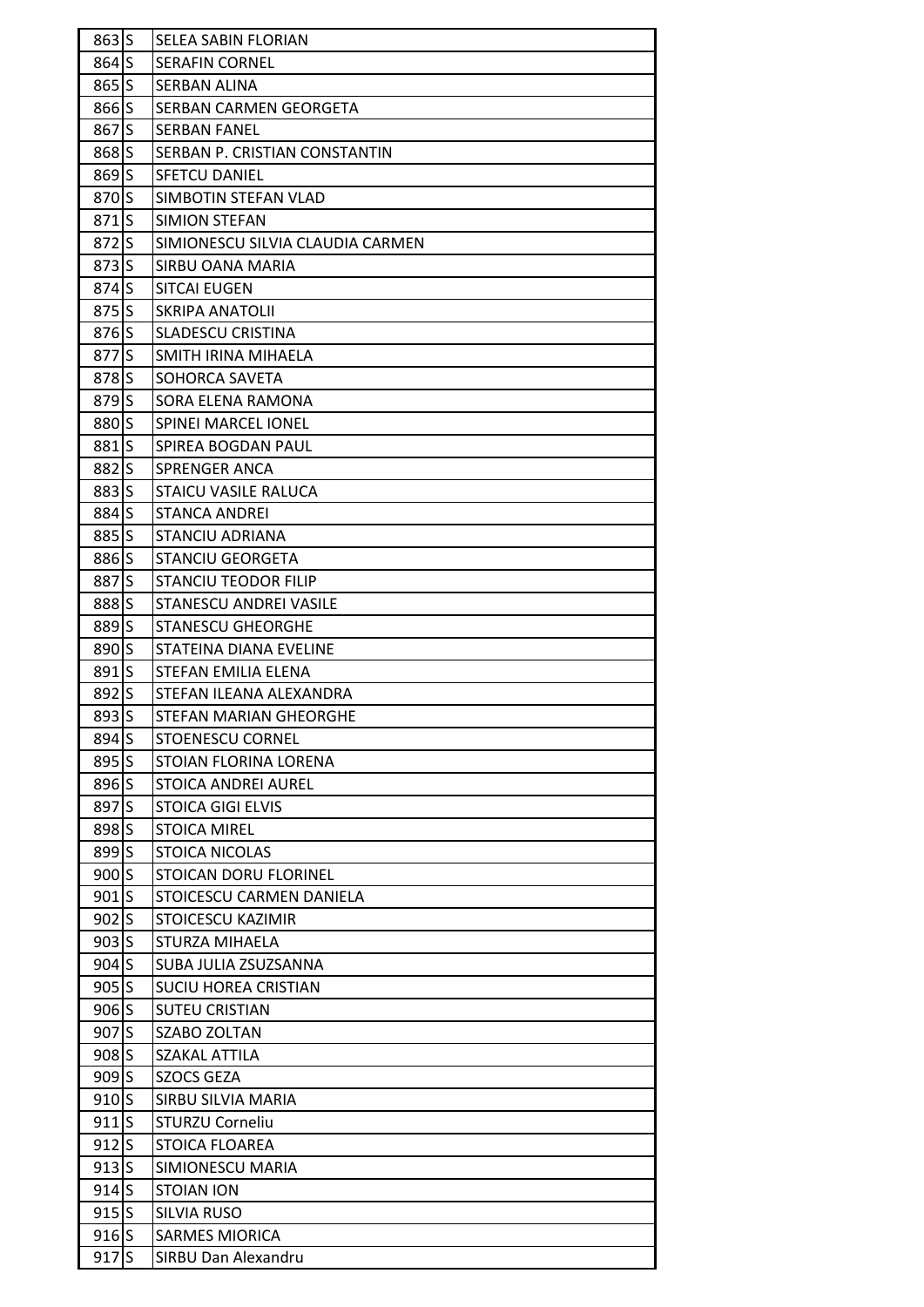| 863 | S | SELEA SABIN FLORIAN |
|---|---|---|
| 864 | S | SERAFIN CORNEL |
| 865 | S | SERBAN ALINA |
| 866 | S | SERBAN CARMEN GEORGETA |
| 867 | S | SERBAN FANEL |
| 868 | S | SERBAN P. CRISTIAN CONSTANTIN |
| 869 | S | SFETCU DANIEL |
| 870 | S | SIMBOTIN STEFAN VLAD |
| 871 | S | SIMION STEFAN |
| 872 | S | SIMIONESCU SILVIA CLAUDIA CARMEN |
| 873 | S | SIRBU OANA MARIA |
| 874 | S | SITCAI EUGEN |
| 875 | S | SKRIPA ANATOLII |
| 876 | S | SLADESCU CRISTINA |
| 877 | S | SMITH IRINA MIHAELA |
| 878 | S | SOHORCA SAVETA |
| 879 | S | SORA ELENA RAMONA |
| 880 | S | SPINEI MARCEL IONEL |
| 881 | S | SPIREA BOGDAN PAUL |
| 882 | S | SPRENGER ANCA |
| 883 | S | STAICU VASILE RALUCA |
| 884 | S | STANCA ANDREI |
| 885 | S | STANCIU ADRIANA |
| 886 | S | STANCIU GEORGETA |
| 887 | S | STANCIU TEODOR FILIP |
| 888 | S | STANESCU ANDREI VASILE |
| 889 | S | STANESCU GHEORGHE |
| 890 | S | STATEINA DIANA EVELINE |
| 891 | S | STEFAN EMILIA ELENA |
| 892 | S | STEFAN ILEANA ALEXANDRA |
| 893 | S | STEFAN MARIAN GHEORGHE |
| 894 | S | STOENESCU CORNEL |
| 895 | S | STOIAN FLORINA LORENA |
| 896 | S | STOICA ANDREI AUREL |
| 897 | S | STOICA GIGI ELVIS |
| 898 | S | STOICA MIREL |
| 899 | S | STOICA NICOLAS |
| 900 | S | STOICAN DORU FLORINEL |
| 901 | S | STOICESCU CARMEN DANIELA |
| 902 | S | STOICESCU KAZIMIR |
| 903 | S | STURZA MIHAELA |
| 904 | S | SUBA JULIA ZSUZSANNA |
| 905 | S | SUCIU HOREA CRISTIAN |
| 906 | S | SUTEU CRISTIAN |
| 907 | S | SZABO ZOLTAN |
| 908 | S | SZAKAL ATTILA |
| 909 | S | SZOCS GEZA |
| 910 | S | SIRBU SILVIA MARIA |
| 911 | S | STURZU Corneliu |
| 912 | S | STOICA FLOAREA |
| 913 | S | SIMIONESCU MARIA |
| 914 | S | STOIAN ION |
| 915 | S | SILVIA RUSO |
| 916 | S | SARMES MIORICA |
| 917 | S | SIRBU Dan Alexandru |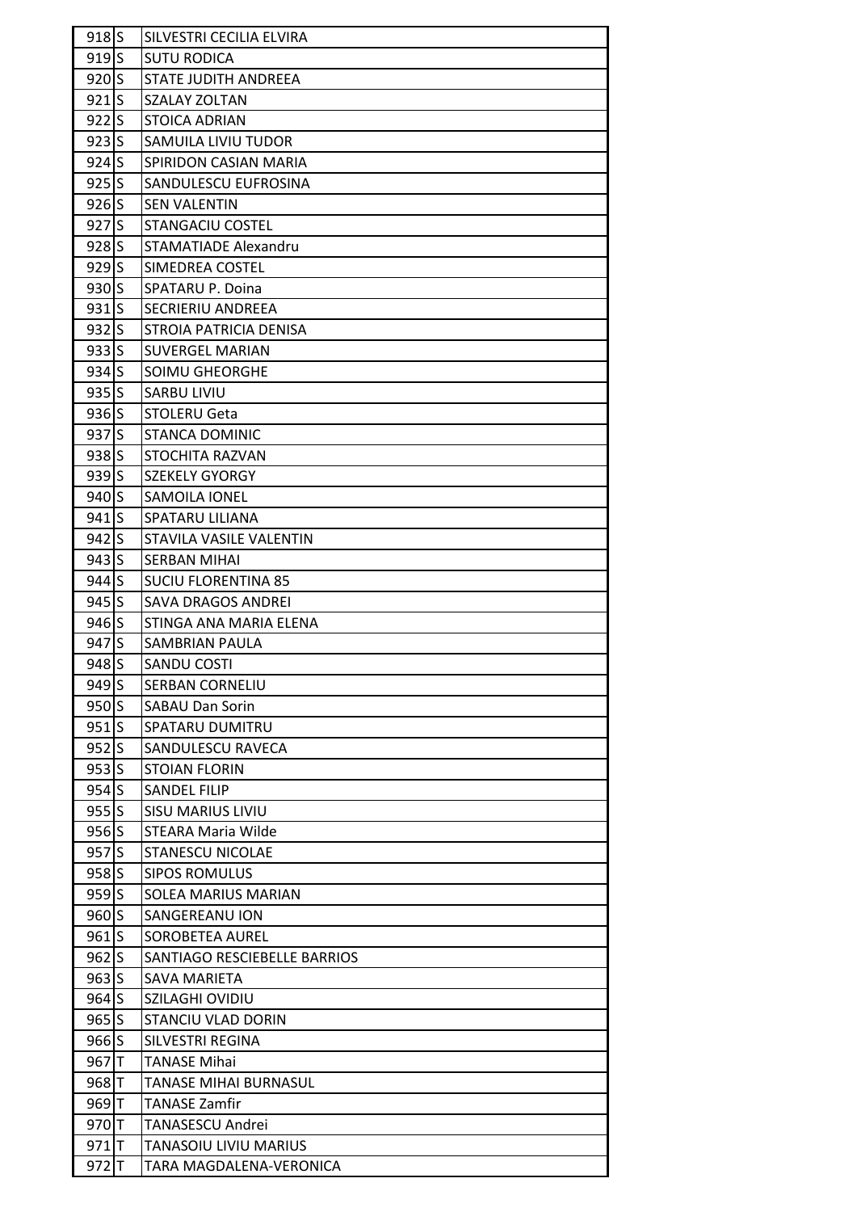| 918 | S | SILVESTRI CECILIA ELVIRA |
|---|---|---|
| 919 | S | SUTU RODICA |
| 920 | S | STATE JUDITH ANDREEA |
| 921 | S | SZALAY ZOLTAN |
| 922 | S | STOICA ADRIAN |
| 923 | S | SAMUILA LIVIU TUDOR |
| 924 | S | SPIRIDON CASIAN MARIA |
| 925 | S | SANDULESCU EUFROSINA |
| 926 | S | SEN VALENTIN |
| 927 | S | STANGACIU COSTEL |
| 928 | S | STAMATIADE Alexandru |
| 929 | S | SIMEDREA COSTEL |
| 930 | S | SPATARU P. Doina |
| 931 | S | SECRIERIU ANDREEA |
| 932 | S | STROIA PATRICIA DENISA |
| 933 | S | SUVERGEL MARIAN |
| 934 | S | SOIMU GHEORGHE |
| 935 | S | SARBU LIVIU |
| 936 | S | STOLERU Geta |
| 937 | S | STANCA DOMINIC |
| 938 | S | STOCHITA RAZVAN |
| 939 | S | SZEKELY GYORGY |
| 940 | S | SAMOILA IONEL |
| 941 | S | SPATARU LILIANA |
| 942 | S | STAVILA VASILE VALENTIN |
| 943 | S | SERBAN MIHAI |
| 944 | S | SUCIU FLORENTINA 85 |
| 945 | S | SAVA DRAGOS ANDREI |
| 946 | S | STINGA ANA MARIA ELENA |
| 947 | S | SAMBRIAN PAULA |
| 948 | S | SANDU COSTI |
| 949 | S | SERBAN CORNELIU |
| 950 | S | SABAU Dan Sorin |
| 951 | S | SPATARU DUMITRU |
| 952 | S | SANDULESCU RAVECA |
| 953 | S | STOIAN FLORIN |
| 954 | S | SANDEL FILIP |
| 955 | S | SISU MARIUS LIVIU |
| 956 | S | STEARA Maria Wilde |
| 957 | S | STANESCU NICOLAE |
| 958 | S | SIPOS ROMULUS |
| 959 | S | SOLEA MARIUS MARIAN |
| 960 | S | SANGEREANU ION |
| 961 | S | SOROBETEA AUREL |
| 962 | S | SANTIAGO RESCIEBELLE BARRIOS |
| 963 | S | SAVA MARIETA |
| 964 | S | SZILAGHI OVIDIU |
| 965 | S | STANCIU VLAD DORIN |
| 966 | S | SILVESTRI REGINA |
| 967 | T | TANASE Mihai |
| 968 | T | TANASE MIHAI BURNASUL |
| 969 | T | TANASE Zamfir |
| 970 | T | TANASESCU Andrei |
| 971 | T | TANASOIU LIVIU MARIUS |
| 972 | T | TARA MAGDALENA-VERONICA |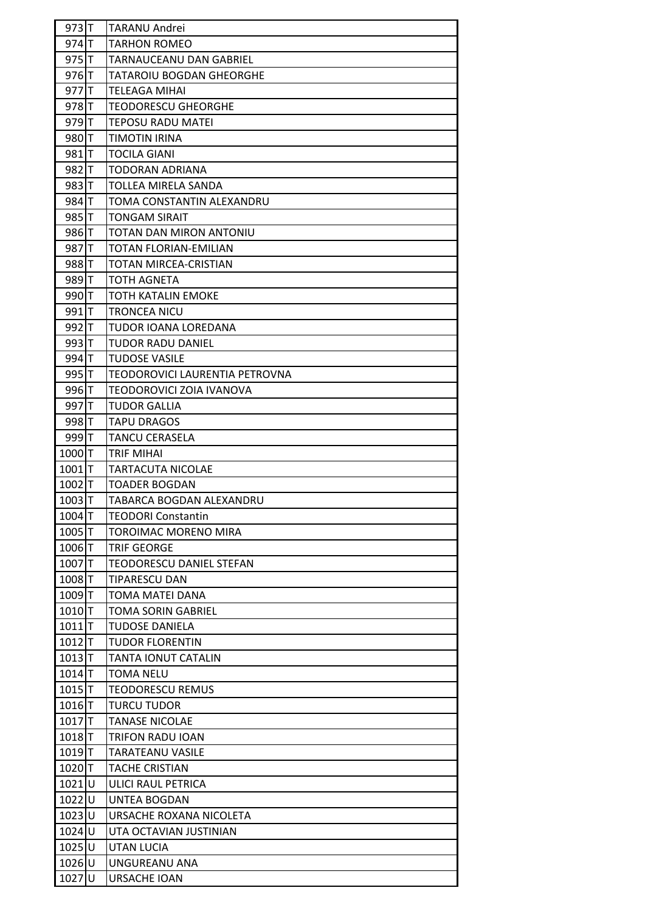| 973 | T | TARANU Andrei |
|---|---|---|
| 974 | T | TARHON ROMEO |
| 975 | T | TARNAUCEANU DAN GABRIEL |
| 976 | T | TATAROIU BOGDAN GHEORGHE |
| 977 | T | TELEAGA MIHAI |
| 978 | T | TEODORESCU GHEORGHE |
| 979 | T | TEPOSU RADU MATEI |
| 980 | T | TIMOTIN IRINA |
| 981 | T | TOCILA GIANI |
| 982 | T | TODORAN ADRIANA |
| 983 | T | TOLLEA MIRELA SANDA |
| 984 | T | TOMA CONSTANTIN ALEXANDRU |
| 985 | T | TONGAM SIRAIT |
| 986 | T | TOTAN DAN MIRON ANTONIU |
| 987 | T | TOTAN FLORIAN-EMILIAN |
| 988 | T | TOTAN MIRCEA-CRISTIAN |
| 989 | T | TOTH AGNETA |
| 990 | T | TOTH KATALIN EMOKE |
| 991 | T | TRONCEA NICU |
| 992 | T | TUDOR IOANA LOREDANA |
| 993 | T | TUDOR RADU DANIEL |
| 994 | T | TUDOSE VASILE |
| 995 | T | TEODOROVICI LAURENTIA PETROVNA |
| 996 | T | TEODOROVICI ZOIA IVANOVA |
| 997 | T | TUDOR GALLIA |
| 998 | T | TAPU DRAGOS |
| 999 | T | TANCU CERASELA |
| 1000 | T | TRIF MIHAI |
| 1001 | T | TARTACUTA NICOLAE |
| 1002 | T | TOADER BOGDAN |
| 1003 | T | TABARCA BOGDAN ALEXANDRU |
| 1004 | T | TEODORI Constantin |
| 1005 | T | TOROIMAC MORENO MIRA |
| 1006 | T | TRIF GEORGE |
| 1007 | T | TEODORESCU DANIEL STEFAN |
| 1008 | T | TIPARESCU DAN |
| 1009 | T | TOMA MATEI DANA |
| 1010 | T | TOMA SORIN GABRIEL |
| 1011 | T | TUDOSE DANIELA |
| 1012 | T | TUDOR FLORENTIN |
| 1013 | T | TANTA IONUT CATALIN |
| 1014 | T | TOMA NELU |
| 1015 | T | TEODORESCU REMUS |
| 1016 | T | TURCU TUDOR |
| 1017 | T | TANASE NICOLAE |
| 1018 | T | TRIFON RADU IOAN |
| 1019 | T | TARATEANU VASILE |
| 1020 | T | TACHE CRISTIAN |
| 1021 | U | ULICI RAUL PETRICA |
| 1022 | U | UNTEA BOGDAN |
| 1023 | U | URSACHE ROXANA NICOLETA |
| 1024 | U | UTA OCTAVIAN JUSTINIAN |
| 1025 | U | UTAN LUCIA |
| 1026 | U | UNGUREANU ANA |
| 1027 | U | URSACHE IOAN |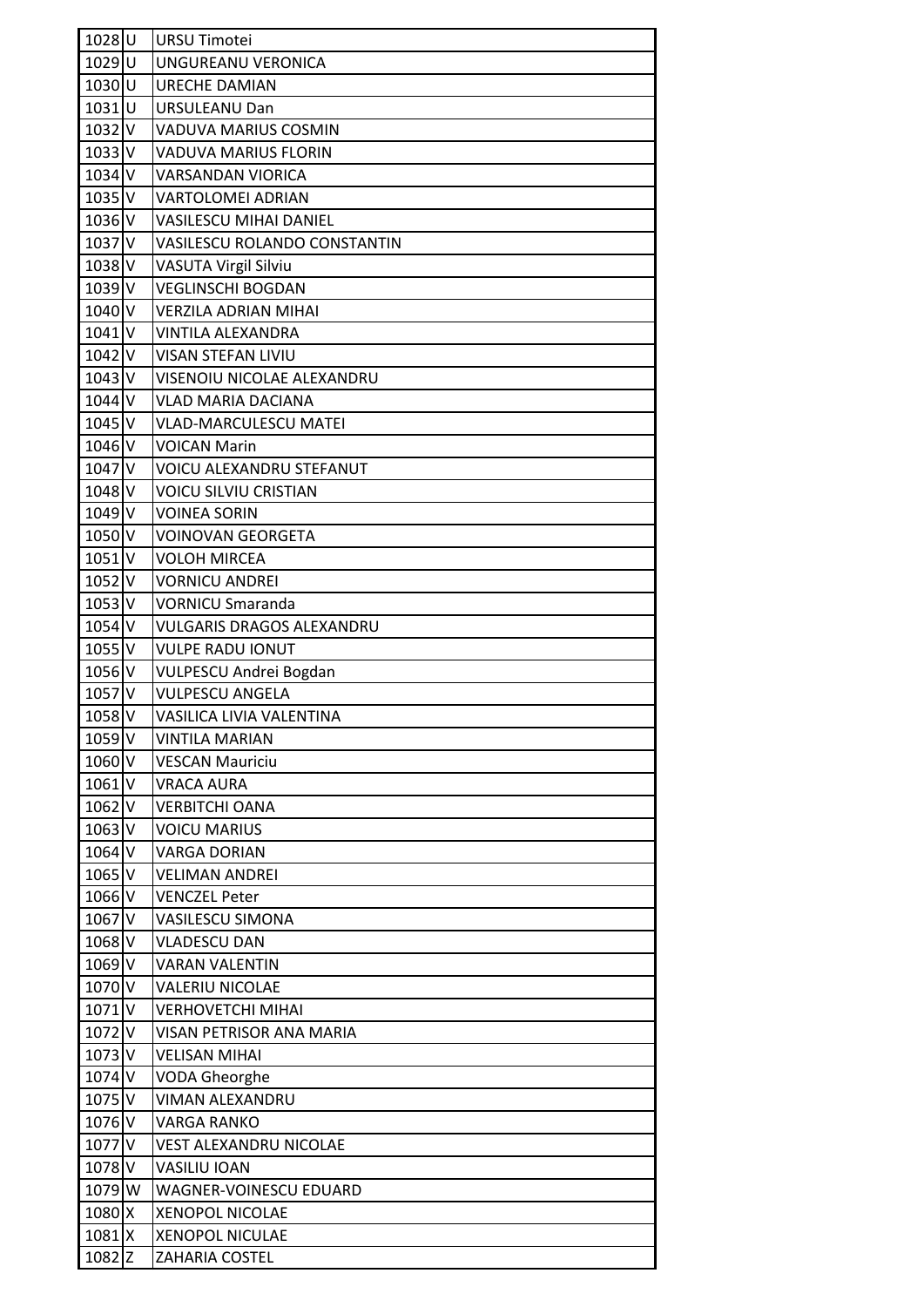| 1028 | U | URSU Timotei |
|---|---|---|
| 1029 | U | UNGUREANU VERONICA |
| 1030 | U | URECHE DAMIAN |
| 1031 | U | URSULEANU Dan |
| 1032 | V | VADUVA MARIUS COSMIN |
| 1033 | V | VADUVA MARIUS FLORIN |
| 1034 | V | VARSANDAN VIORICA |
| 1035 | V | VARTOLOMEI ADRIAN |
| 1036 | V | VASILESCU MIHAI DANIEL |
| 1037 | V | VASILESCU ROLANDO CONSTANTIN |
| 1038 | V | VASUTA Virgil Silviu |
| 1039 | V | VEGLINSCHI BOGDAN |
| 1040 | V | VERZILA ADRIAN MIHAI |
| 1041 | V | VINTILA ALEXANDRA |
| 1042 | V | VISAN STEFAN LIVIU |
| 1043 | V | VISENOIU NICOLAE ALEXANDRU |
| 1044 | V | VLAD MARIA DACIANA |
| 1045 | V | VLAD-MARCULESCU MATEI |
| 1046 | V | VOICAN Marin |
| 1047 | V | VOICU ALEXANDRU STEFANUT |
| 1048 | V | VOICU SILVIU CRISTIAN |
| 1049 | V | VOINEA SORIN |
| 1050 | V | VOINOVAN GEORGETA |
| 1051 | V | VOLOH MIRCEA |
| 1052 | V | VORNICU ANDREI |
| 1053 | V | VORNICU Smaranda |
| 1054 | V | VULGARIS DRAGOS ALEXANDRU |
| 1055 | V | VULPE RADU IONUT |
| 1056 | V | VULPESCU Andrei Bogdan |
| 1057 | V | VULPESCU ANGELA |
| 1058 | V | VASILICA LIVIA VALENTINA |
| 1059 | V | VINTILA MARIAN |
| 1060 | V | VESCAN Mauriciu |
| 1061 | V | VRACA AURA |
| 1062 | V | VERBITCHI OANA |
| 1063 | V | VOICU MARIUS |
| 1064 | V | VARGA DORIAN |
| 1065 | V | VELIMAN ANDREI |
| 1066 | V | VENCZEL Peter |
| 1067 | V | VASILESCU SIMONA |
| 1068 | V | VLADESCU DAN |
| 1069 | V | VARAN VALENTIN |
| 1070 | V | VALERIU NICOLAE |
| 1071 | V | VERHOVETCHI MIHAI |
| 1072 | V | VISAN PETRISOR ANA MARIA |
| 1073 | V | VELISAN MIHAI |
| 1074 | V | VODA Gheorghe |
| 1075 | V | VIMAN ALEXANDRU |
| 1076 | V | VARGA RANKO |
| 1077 | V | VEST ALEXANDRU NICOLAE |
| 1078 | V | VASILIU IOAN |
| 1079 | W | WAGNER-VOINESCU EDUARD |
| 1080 | X | XENOPOL NICOLAE |
| 1081 | X | XENOPOL NICULAE |
| 1082 | Z | ZAHARIA COSTEL |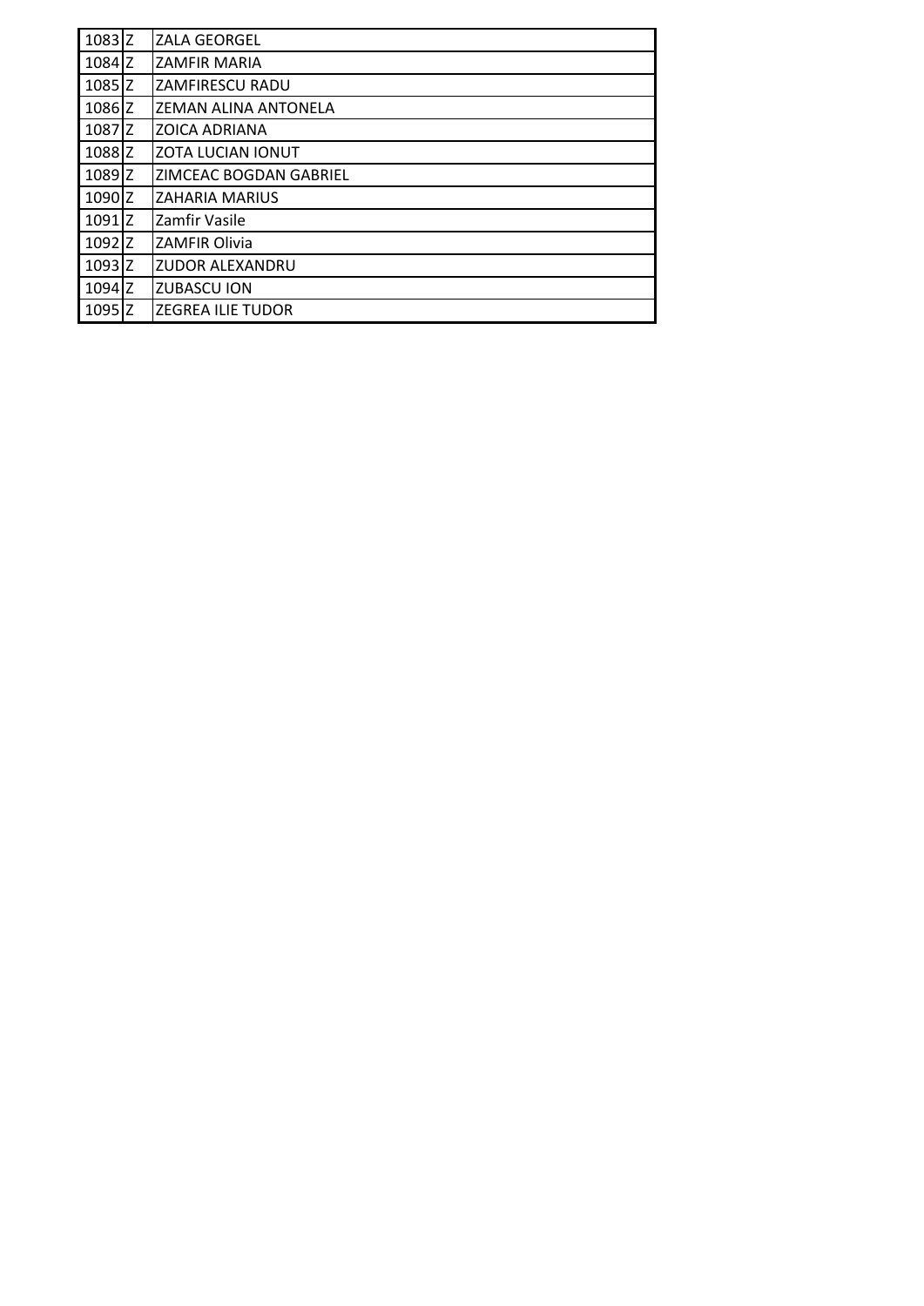| | | |
|---|---|---|
| 1083 | Z | ZALA GEORGEL |
| 1084 | Z | ZAMFIR MARIA |
| 1085 | Z | ZAMFIRESCU RADU |
| 1086 | Z | ZEMAN ALINA ANTONELA |
| 1087 | Z | ZOICA ADRIANA |
| 1088 | Z | ZOTA LUCIAN IONUT |
| 1089 | Z | ZIMCEAC BOGDAN GABRIEL |
| 1090 | Z | ZAHARIA MARIUS |
| 1091 | Z | Zamfir Vasile |
| 1092 | Z | ZAMFIR Olivia |
| 1093 | Z | ZUDOR ALEXANDRU |
| 1094 | Z | ZUBASCU ION |
| 1095 | Z | ZEGREA ILIE TUDOR |